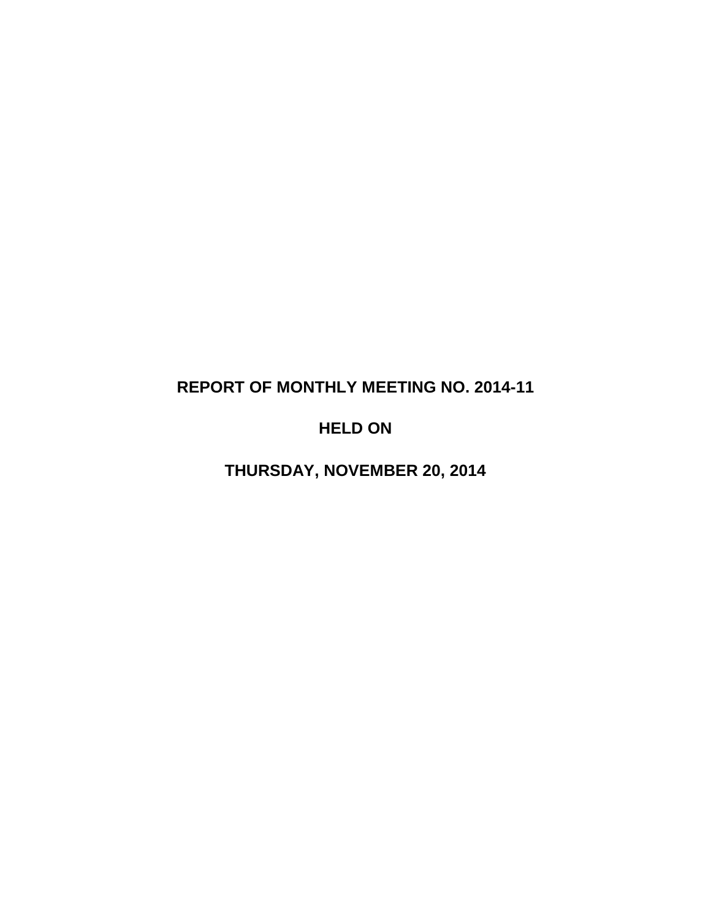# REPORT OF MONTHLY MEETING NO. 2014-11

# HELD ON

# THURSDAY, NOVEMBER 20, 2014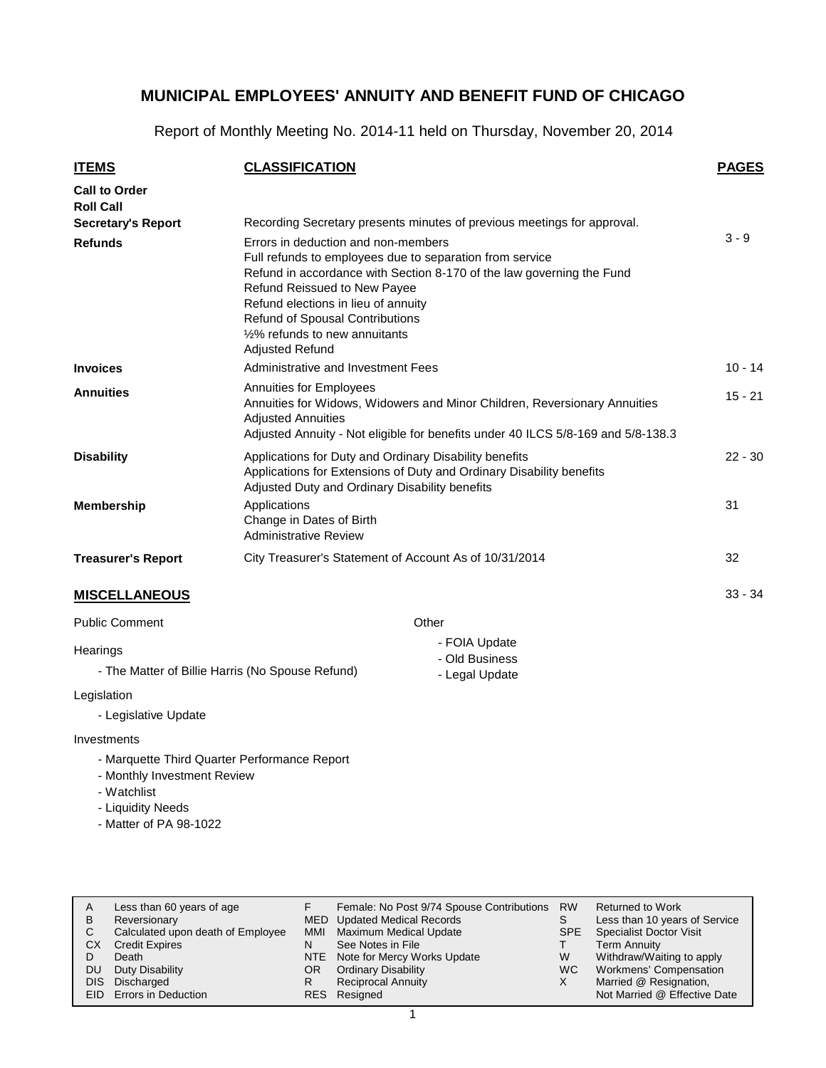# MUNICIPAL EMPLOYEES' ANNUITY AND BENEFIT FUND OF CHICAGO

Report of Monthly Meeting No. 2014-11 held on Thursday, November 20, 2014

| ITEMS | CLASSIFICATION | PAGES |
|---|---|---|
| **Call to Order** | | |
| **Roll Call** | | |
| **Secretary's Report** | Recording Secretary presents minutes of previous meetings for approval. | |
| **Refunds** | Errors in deduction and non-members<br>Full refunds to employees due to separation from service<br>Refund in accordance with Section 8-170 of the law governing the Fund<br>Refund Reissued to New Payee<br>Refund elections in lieu of annuity<br>Refund of Spousal Contributions<br>½% refunds to new annuitants<br>Adjusted Refund | 3 - 9 |
| **Invoices** | Administrative and Investment Fees | 10 - 14 |
| **Annuities** | Annuities for Employees<br>Annuities for Widows, Widowers and Minor Children, Reversionary Annuities<br>Adjusted Annuities<br>Adjusted Annuity - Not eligible for benefits under 40 ILCS 5/8-169 and 5/8-138.3 | 15 - 21 |
| **Disability** | Applications for Duty and Ordinary Disability benefits<br>Applications for Extensions of Duty and Ordinary Disability benefits<br>Adjusted Duty and Ordinary Disability benefits | 22 - 30 |
| **Membership** | Applications<br>Change in Dates of Birth<br>Administrative Review | 31 |
| **Treasurer's Report** | City Treasurer's Statement of Account As of 10/31/2014 | 32 |

## MISCELLANEOUS

33 - 34

Public Comment

Hearings

- The Matter of Billie Harris (No Spouse Refund)

Legislation

- Legislative Update

Investments

- Marquette Third Quarter Performance Report
- Monthly Investment Review
- Watchlist
- Liquidity Needs
- Matter of PA 98-1022

Other

- FOIA Update
- Old Business
- Legal Update

| | | | | | |
|---|---|---|---|---|---|
| A | Less than 60 years of age | F | Female: No Post 9/74 Spouse Contributions | RW | Returned to Work |
| B | Reversionary | MED | Updated Medical Records | S | Less than 10 years of Service |
| C | Calculated upon death of Employee | MMI | Maximum Medical Update | SPE | Specialist Doctor Visit |
| CX | Credit Expires | N | See Notes in File | T | Term Annuity |
| D | Death | NTE | Note for Mercy Works Update | W | Withdraw/Waiting to apply |
| DU | Duty Disability | OR | Ordinary Disability | WC | Workmens' Compensation |
| DIS | Discharged | R | Reciprocal Annuity | X | Married @ Resignation, Not Married @ Effective Date |
| EID | Errors in Deduction | RES | Resigned | | |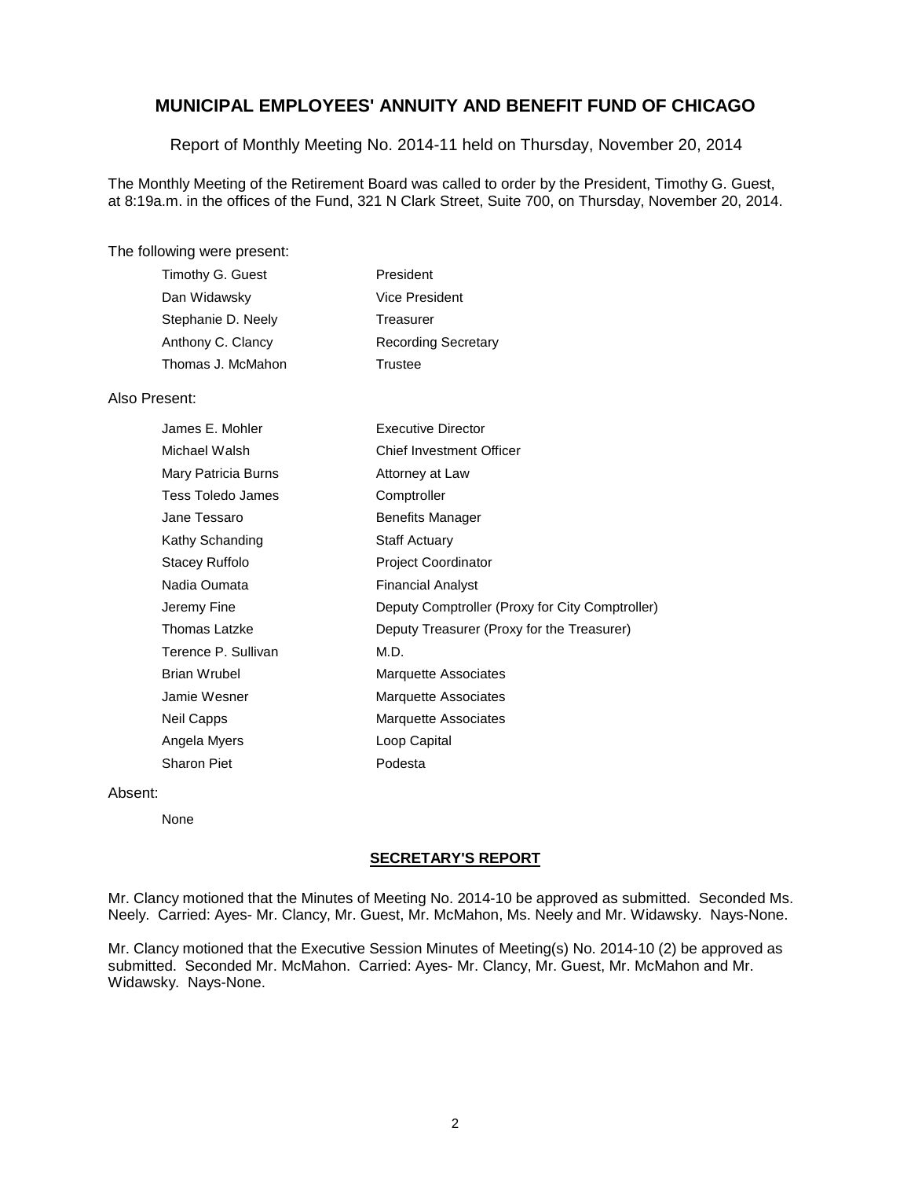# MUNICIPAL EMPLOYEES' ANNUITY AND BENEFIT FUND OF CHICAGO

Report of Monthly Meeting No. 2014-11 held on Thursday, November 20, 2014

The Monthly Meeting of the Retirement Board was called to order by the President, Timothy G. Guest, at 8:19a.m. in the offices of the Fund, 321 N Clark Street, Suite 700, on Thursday, November 20, 2014.

The following were present:

| | |
|---|---|
| Timothy G. Guest | President |
| Dan Widawsky | Vice President |
| Stephanie D. Neely | Treasurer |
| Anthony C. Clancy | Recording Secretary |
| Thomas J. McMahon | Trustee |

Also Present:

| | |
|---|---|
| James E. Mohler | Executive Director |
| Michael Walsh | Chief Investment Officer |
| Mary Patricia Burns | Attorney at Law |
| Tess Toledo James | Comptroller |
| Jane Tessaro | Benefits Manager |
| Kathy Schanding | Staff Actuary |
| Stacey Ruffolo | Project Coordinator |
| Nadia Oumata | Financial Analyst |
| Jeremy Fine | Deputy Comptroller (Proxy for City Comptroller) |
| Thomas Latzke | Deputy Treasurer (Proxy for the Treasurer) |
| Terence P. Sullivan | M.D. |
| Brian Wrubel | Marquette Associates |
| Jamie Wesner | Marquette Associates |
| Neil Capps | Marquette Associates |
| Angela Myers | Loop Capital |
| Sharon Piet | Podesta |

Absent:

None

## SECRETARY'S REPORT

Mr. Clancy motioned that the Minutes of Meeting No. 2014-10 be approved as submitted. Seconded Ms. Neely. Carried: Ayes- Mr. Clancy, Mr. Guest, Mr. McMahon, Ms. Neely and Mr. Widawsky. Nays-None.

Mr. Clancy motioned that the Executive Session Minutes of Meeting(s) No. 2014-10 (2) be approved as submitted. Seconded Mr. McMahon. Carried: Ayes- Mr. Clancy, Mr. Guest, Mr. McMahon and Mr. Widawsky. Nays-None.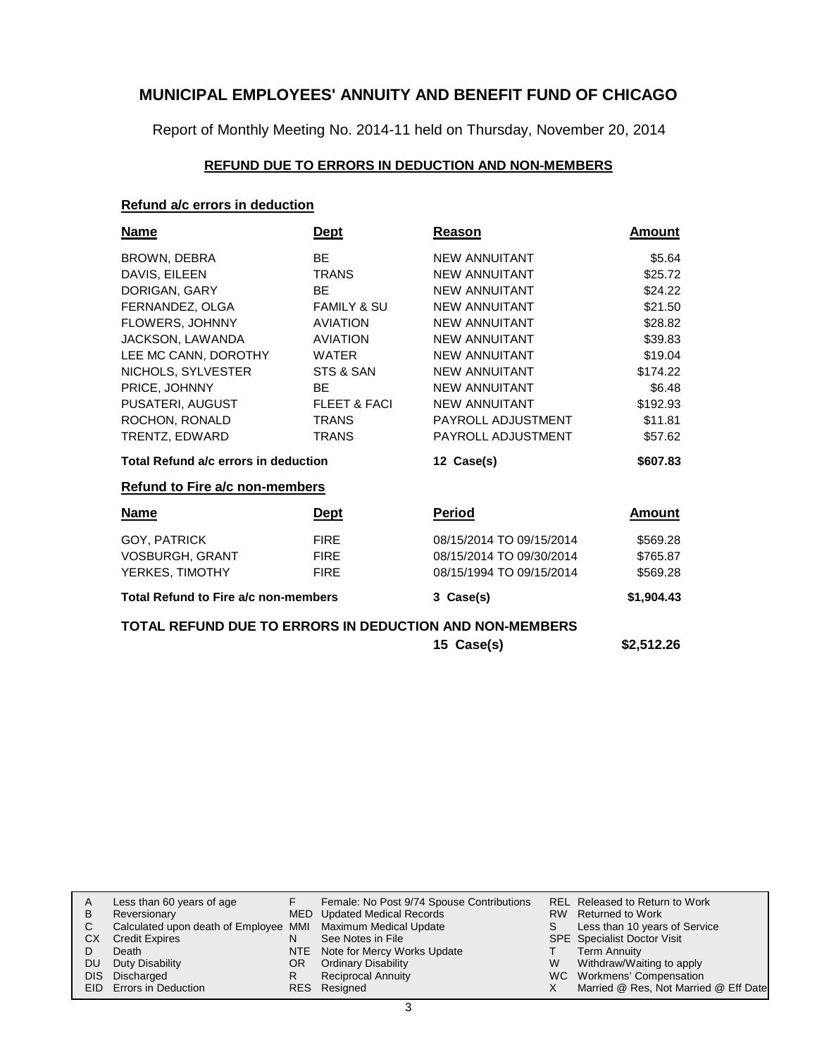# MUNICIPAL EMPLOYEES' ANNUITY AND BENEFIT FUND OF CHICAGO

Report of Monthly Meeting No. 2014-11 held on Thursday, November 20, 2014

## REFUND DUE TO ERRORS IN DEDUCTION AND NON-MEMBERS

### Refund a/c errors in deduction

| Name | Dept | Reason | Amount |
|---|---|---|---|
| BROWN, DEBRA | BE | NEW ANNUITANT | $5.64 |
| DAVIS, EILEEN | TRANS | NEW ANNUITANT | $25.72 |
| DORIGAN, GARY | BE | NEW ANNUITANT | $24.22 |
| FERNANDEZ, OLGA | FAMILY & SU | NEW ANNUITANT | $21.50 |
| FLOWERS, JOHNNY | AVIATION | NEW ANNUITANT | $28.82 |
| JACKSON, LAWANDA | AVIATION | NEW ANNUITANT | $39.83 |
| LEE MC CANN, DOROTHY | WATER | NEW ANNUITANT | $19.04 |
| NICHOLS, SYLVESTER | STS & SAN | NEW ANNUITANT | $174.22 |
| PRICE, JOHNNY | BE | NEW ANNUITANT | $6.48 |
| PUSATERI, AUGUST | FLEET & FACI | NEW ANNUITANT | $192.93 |
| ROCHON, RONALD | TRANS | PAYROLL ADJUSTMENT | $11.81 |
| TRENTZ, EDWARD | TRANS | PAYROLL ADJUSTMENT | $57.62 |
| **Total Refund a/c errors in deduction** | | **12 Case(s)** | **$607.83** |

### Refund to Fire a/c non-members

| Name | Dept | Period | Amount |
|---|---|---|---|
| GOY, PATRICK | FIRE | 08/15/2014 TO 09/15/2014 | $569.28 |
| VOSBURGH, GRANT | FIRE | 08/15/2014 TO 09/30/2014 | $765.87 |
| YERKES, TIMOTHY | FIRE | 08/15/1994 TO 09/15/2014 | $569.28 |
| **Total Refund to Fire a/c non-members** | | **3 Case(s)** | **$1,904.43** |

**TOTAL REFUND DUE TO ERRORS IN DEDUCTION AND NON-MEMBERS** **15 Case(s)** **$2,512.26**

| | | | | | |
|---|---|---|---|---|---|
| A | Less than 60 years of age | F | Female: No Post 9/74 Spouse Contributions | REL | Released to Return to Work |
| B | Reversionary | MED | Updated Medical Records | RW | Returned to Work |
| C | Calculated upon death of Employee | MMI | Maximum Medical Update | S | Less than 10 years of Service |
| CX | Credit Expires | N | See Notes in File | SPE | Specialist Doctor Visit |
| D | Death | NTE | Note for Mercy Works Update | T | Term Annuity |
| DU | Duty Disability | OR | Ordinary Disability | W | Withdraw/Waiting to apply |
| DIS | Discharged | R | Reciprocal Annuity | WC | Workmens' Compensation |
| EID | Errors in Deduction | RES | Resigned | X | Married @ Res, Not Married @ Eff Date |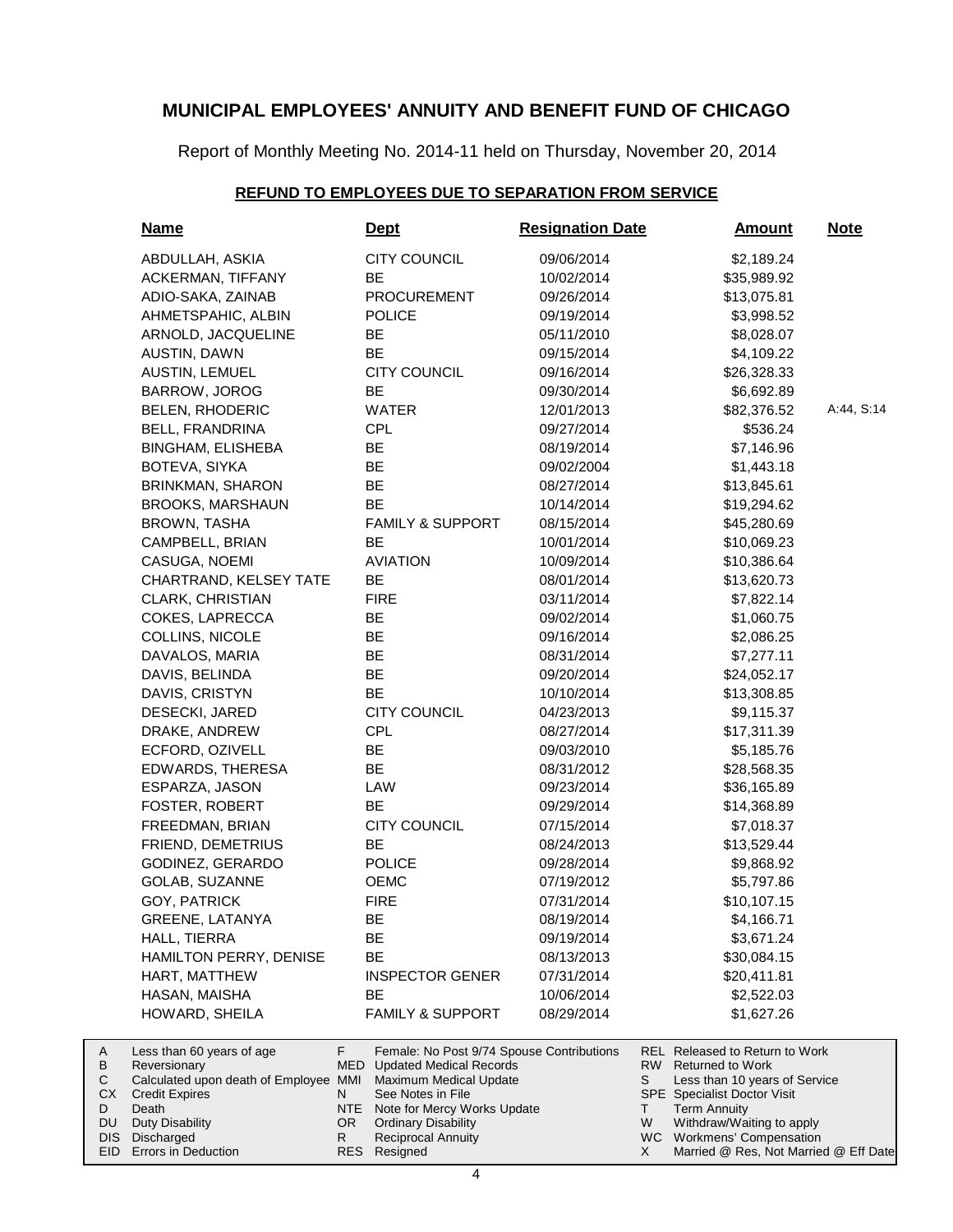# MUNICIPAL EMPLOYEES' ANNUITY AND BENEFIT FUND OF CHICAGO

Report of Monthly Meeting No. 2014-11 held on Thursday, November 20, 2014

## REFUND TO EMPLOYEES DUE TO SEPARATION FROM SERVICE

| Name | Dept | Resignation Date | Amount | Note |
|---|---|---|---|---|
| ABDULLAH, ASKIA | CITY COUNCIL | 09/06/2014 | $2,189.24 | |
| ACKERMAN, TIFFANY | BE | 10/02/2014 | $35,989.92 | |
| ADIO-SAKA, ZAINAB | PROCUREMENT | 09/26/2014 | $13,075.81 | |
| AHMETSPAHIC, ALBIN | POLICE | 09/19/2014 | $3,998.52 | |
| ARNOLD, JACQUELINE | BE | 05/11/2010 | $8,028.07 | |
| AUSTIN, DAWN | BE | 09/15/2014 | $4,109.22 | |
| AUSTIN, LEMUEL | CITY COUNCIL | 09/16/2014 | $26,328.33 | |
| BARROW, JOROG | BE | 09/30/2014 | $6,692.89 | |
| BELEN, RHODERIC | WATER | 12/01/2013 | $82,376.52 | A:44, S:14 |
| BELL, FRANDRINA | CPL | 09/27/2014 | $536.24 | |
| BINGHAM, ELISHEBA | BE | 08/19/2014 | $7,146.96 | |
| BOTEVA, SIYKA | BE | 09/02/2004 | $1,443.18 | |
| BRINKMAN, SHARON | BE | 08/27/2014 | $13,845.61 | |
| BROOKS, MARSHAUN | BE | 10/14/2014 | $19,294.62 | |
| BROWN, TASHA | FAMILY & SUPPORT | 08/15/2014 | $45,280.69 | |
| CAMPBELL, BRIAN | BE | 10/01/2014 | $10,069.23 | |
| CASUGA, NOEMI | AVIATION | 10/09/2014 | $10,386.64 | |
| CHARTRAND, KELSEY TATE | BE | 08/01/2014 | $13,620.73 | |
| CLARK, CHRISTIAN | FIRE | 03/11/2014 | $7,822.14 | |
| COKES, LAPRECCA | BE | 09/02/2014 | $1,060.75 | |
| COLLINS, NICOLE | BE | 09/16/2014 | $2,086.25 | |
| DAVALOS, MARIA | BE | 08/31/2014 | $7,277.11 | |
| DAVIS, BELINDA | BE | 09/20/2014 | $24,052.17 | |
| DAVIS, CRISTYN | BE | 10/10/2014 | $13,308.85 | |
| DESECKI, JARED | CITY COUNCIL | 04/23/2013 | $9,115.37 | |
| DRAKE, ANDREW | CPL | 08/27/2014 | $17,311.39 | |
| ECFORD, OZIVELL | BE | 09/03/2010 | $5,185.76 | |
| EDWARDS, THERESA | BE | 08/31/2012 | $28,568.35 | |
| ESPARZA, JASON | LAW | 09/23/2014 | $36,165.89 | |
| FOSTER, ROBERT | BE | 09/29/2014 | $14,368.89 | |
| FREEDMAN, BRIAN | CITY COUNCIL | 07/15/2014 | $7,018.37 | |
| FRIEND, DEMETRIUS | BE | 08/24/2013 | $13,529.44 | |
| GODINEZ, GERARDO | POLICE | 09/28/2014 | $9,868.92 | |
| GOLAB, SUZANNE | OEMC | 07/19/2012 | $5,797.86 | |
| GOY, PATRICK | FIRE | 07/31/2014 | $10,107.15 | |
| GREENE, LATANYA | BE | 08/19/2014 | $4,166.71 | |
| HALL, TIERRA | BE | 09/19/2014 | $3,671.24 | |
| HAMILTON PERRY, DENISE | BE | 08/13/2013 | $30,084.15 | |
| HART, MATTHEW | INSPECTOR GENER | 07/31/2014 | $20,411.81 | |
| HASAN, MAISHA | BE | 10/06/2014 | $2,522.03 | |
| HOWARD, SHEILA | FAMILY & SUPPORT | 08/29/2014 | $1,627.26 | |

| | | | | | |
|---|---|---|---|---|---|
| A | Less than 60 years of age | F | Female: No Post 9/74 Spouse Contributions | REL | Released to Return to Work |
| B | Reversionary | MED | Updated Medical Records | RW | Returned to Work |
| C | Calculated upon death of Employee | MMI | Maximum Medical Update | S | Less than 10 years of Service |
| CX | Credit Expires | N | See Notes in File | SPE | Specialist Doctor Visit |
| D | Death | NTE | Note for Mercy Works Update | T | Term Annuity |
| DU | Duty Disability | OR | Ordinary Disability | W | Withdraw/Waiting to apply |
| DIS | Discharged | R | Reciprocal Annuity | WC | Workmens' Compensation |
| EID | Errors in Deduction | RES | Resigned | X | Married @ Res, Not Married @ Eff Date |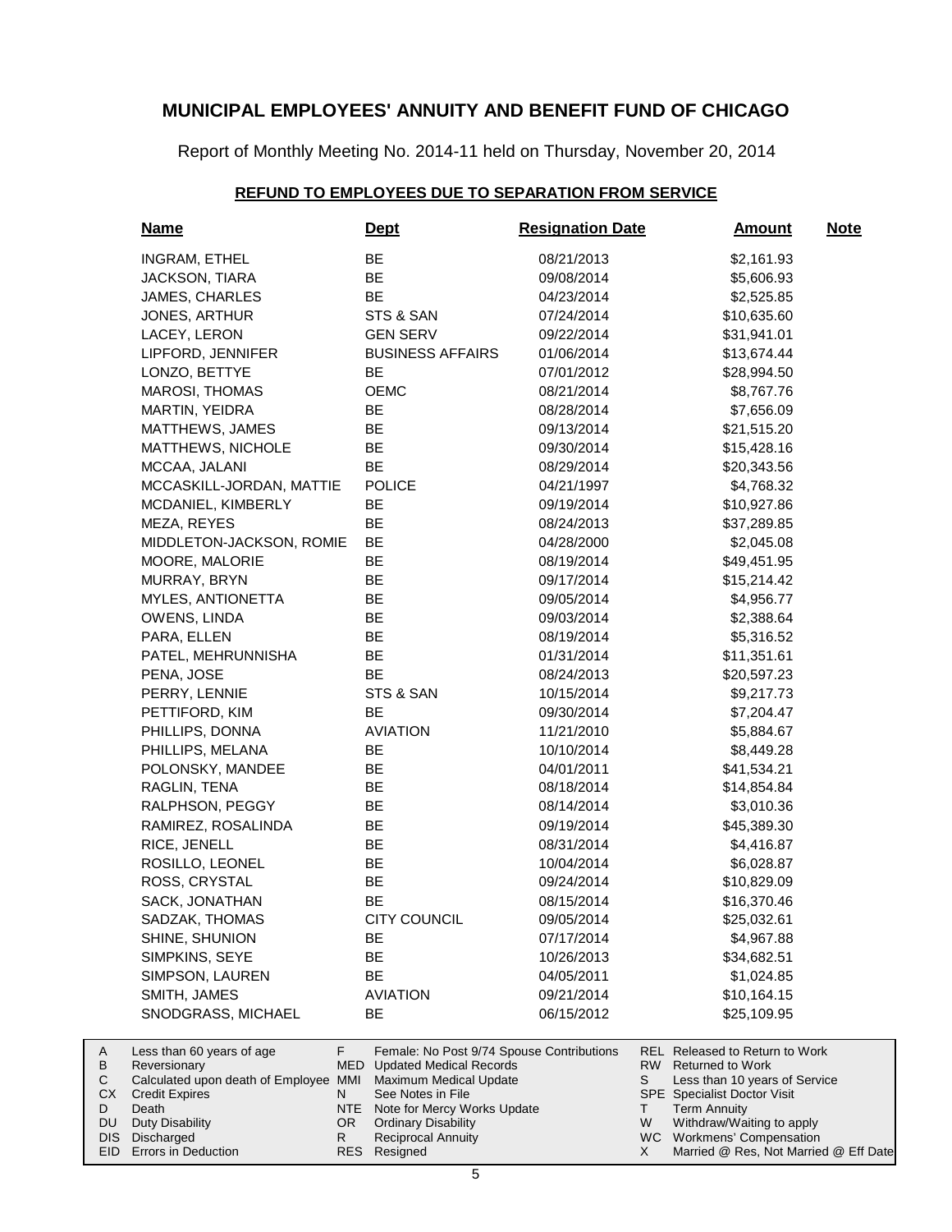# MUNICIPAL EMPLOYEES' ANNUITY AND BENEFIT FUND OF CHICAGO

Report of Monthly Meeting No. 2014-11 held on Thursday, November 20, 2014

## REFUND TO EMPLOYEES DUE TO SEPARATION FROM SERVICE

| Name | Dept | Resignation Date | Amount | Note |
|---|---|---|---|---|
| INGRAM, ETHEL | BE | 08/21/2013 | $2,161.93 | |
| JACKSON, TIARA | BE | 09/08/2014 | $5,606.93 | |
| JAMES, CHARLES | BE | 04/23/2014 | $2,525.85 | |
| JONES, ARTHUR | STS & SAN | 07/24/2014 | $10,635.60 | |
| LACEY, LERON | GEN SERV | 09/22/2014 | $31,941.01 | |
| LIPFORD, JENNIFER | BUSINESS AFFAIRS | 01/06/2014 | $13,674.44 | |
| LONZO, BETTYE | BE | 07/01/2012 | $28,994.50 | |
| MAROSI, THOMAS | OEMC | 08/21/2014 | $8,767.76 | |
| MARTIN, YEIDRA | BE | 08/28/2014 | $7,656.09 | |
| MATTHEWS, JAMES | BE | 09/13/2014 | $21,515.20 | |
| MATTHEWS, NICHOLE | BE | 09/30/2014 | $15,428.16 | |
| MCCAA, JALANI | BE | 08/29/2014 | $20,343.56 | |
| MCCASKILL-JORDAN, MATTIE | POLICE | 04/21/1997 | $4,768.32 | |
| MCDANIEL, KIMBERLY | BE | 09/19/2014 | $10,927.86 | |
| MEZA, REYES | BE | 08/24/2013 | $37,289.85 | |
| MIDDLETON-JACKSON, ROMIE | BE | 04/28/2000 | $2,045.08 | |
| MOORE, MALORIE | BE | 08/19/2014 | $49,451.95 | |
| MURRAY, BRYN | BE | 09/17/2014 | $15,214.42 | |
| MYLES, ANTIONETTA | BE | 09/05/2014 | $4,956.77 | |
| OWENS, LINDA | BE | 09/03/2014 | $2,388.64 | |
| PARA, ELLEN | BE | 08/19/2014 | $5,316.52 | |
| PATEL, MEHRUNNISHA | BE | 01/31/2014 | $11,351.61 | |
| PENA, JOSE | BE | 08/24/2013 | $20,597.23 | |
| PERRY, LENNIE | STS & SAN | 10/15/2014 | $9,217.73 | |
| PETTIFORD, KIM | BE | 09/30/2014 | $7,204.47 | |
| PHILLIPS, DONNA | AVIATION | 11/21/2010 | $5,884.67 | |
| PHILLIPS, MELANA | BE | 10/10/2014 | $8,449.28 | |
| POLONSKY, MANDEE | BE | 04/01/2011 | $41,534.21 | |
| RAGLIN, TENA | BE | 08/18/2014 | $14,854.84 | |
| RALPHSON, PEGGY | BE | 08/14/2014 | $3,010.36 | |
| RAMIREZ, ROSALINDA | BE | 09/19/2014 | $45,389.30 | |
| RICE, JENELL | BE | 08/31/2014 | $4,416.87 | |
| ROSILLO, LEONEL | BE | 10/04/2014 | $6,028.87 | |
| ROSS, CRYSTAL | BE | 09/24/2014 | $10,829.09 | |
| SACK, JONATHAN | BE | 08/15/2014 | $16,370.46 | |
| SADZAK, THOMAS | CITY COUNCIL | 09/05/2014 | $25,032.61 | |
| SHINE, SHUNION | BE | 07/17/2014 | $4,967.88 | |
| SIMPKINS, SEYE | BE | 10/26/2013 | $34,682.51 | |
| SIMPSON, LAUREN | BE | 04/05/2011 | $1,024.85 | |
| SMITH, JAMES | AVIATION | 09/21/2014 | $10,164.15 | |
| SNODGRASS, MICHAEL | BE | 06/15/2012 | $25,109.95 | |

| | | | | | |
|---|---|---|---|---|---|
| A | Less than 60 years of age | F | Female: No Post 9/74 Spouse Contributions | REL | Released to Return to Work |
| B | Reversionary | MED | Updated Medical Records | RW | Returned to Work |
| C | Calculated upon death of Employee | MMI | Maximum Medical Update | S | Less than 10 years of Service |
| CX | Credit Expires | N | See Notes in File | SPE | Specialist Doctor Visit |
| D | Death | NTE | Note for Mercy Works Update | T | Term Annuity |
| DU | Duty Disability | OR | Ordinary Disability | W | Withdraw/Waiting to apply |
| DIS | Discharged | R | Reciprocal Annuity | WC | Workmens' Compensation |
| EID | Errors in Deduction | RES | Resigned | X | Married @ Res, Not Married @ Eff Date |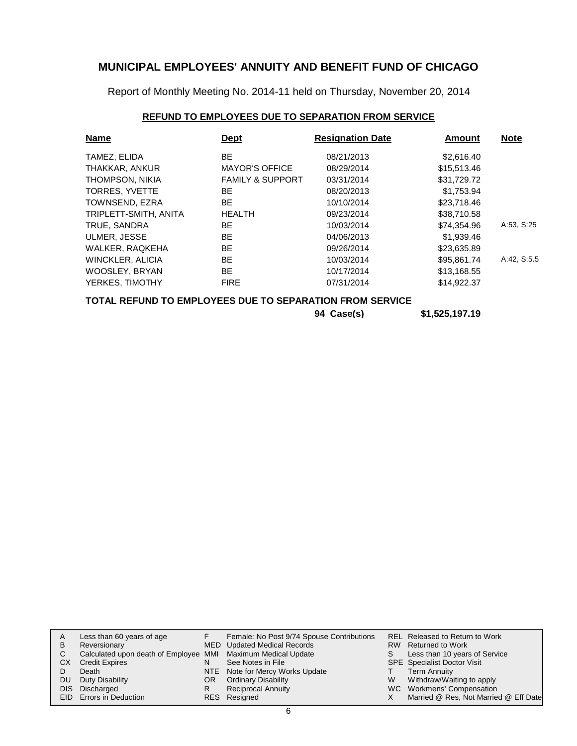# MUNICIPAL EMPLOYEES' ANNUITY AND BENEFIT FUND OF CHICAGO

Report of Monthly Meeting No. 2014-11 held on Thursday, November 20, 2014

## REFUND TO EMPLOYEES DUE TO SEPARATION FROM SERVICE

| Name | Dept | Resignation Date | Amount | Note |
|---|---|---|---|---|
| TAMEZ, ELIDA | BE | 08/21/2013 | $2,616.40 | |
| THAKKAR, ANKUR | MAYOR'S OFFICE | 08/29/2014 | $15,513.46 | |
| THOMPSON, NIKIA | FAMILY & SUPPORT | 03/31/2014 | $31,729.72 | |
| TORRES, YVETTE | BE | 08/20/2013 | $1,753.94 | |
| TOWNSEND, EZRA | BE | 10/10/2014 | $23,718.46 | |
| TRIPLETT-SMITH, ANITA | HEALTH | 09/23/2014 | $38,710.58 | |
| TRUE, SANDRA | BE | 10/03/2014 | $74,354.96 | A:53, S:25 |
| ULMER, JESSE | BE | 04/06/2013 | $1,939.46 | |
| WALKER, RAQKEHA | BE | 09/26/2014 | $23,635.89 | |
| WINCKLER, ALICIA | BE | 10/03/2014 | $95,861.74 | A:42, S:5.5 |
| WOOSLEY, BRYAN | BE | 10/17/2014 | $13,168.55 | |
| YERKES, TIMOTHY | FIRE | 07/31/2014 | $14,922.37 | |

**TOTAL REFUND TO EMPLOYEES DUE TO SEPARATION FROM SERVICE**

**94 Case(s) $1,525,197.19**

| | | | | | |
|---|---|---|---|---|---|
| A | Less than 60 years of age | F | Female: No Post 9/74 Spouse Contributions | REL | Released to Return to Work |
| B | Reversionary | MED | Updated Medical Records | RW | Returned to Work |
| C | Calculated upon death of Employee | MMI | Maximum Medical Update | S | Less than 10 years of Service |
| CX | Credit Expires | N | See Notes in File | SPE | Specialist Doctor Visit |
| D | Death | NTE | Note for Mercy Works Update | T | Term Annuity |
| DU | Duty Disability | OR | Ordinary Disability | W | Withdraw/Waiting to apply |
| DIS | Discharged | R | Reciprocal Annuity | WC | Workmens' Compensation |
| EID | Errors in Deduction | RES | Resigned | X | Married @ Res, Not Married @ Eff Date |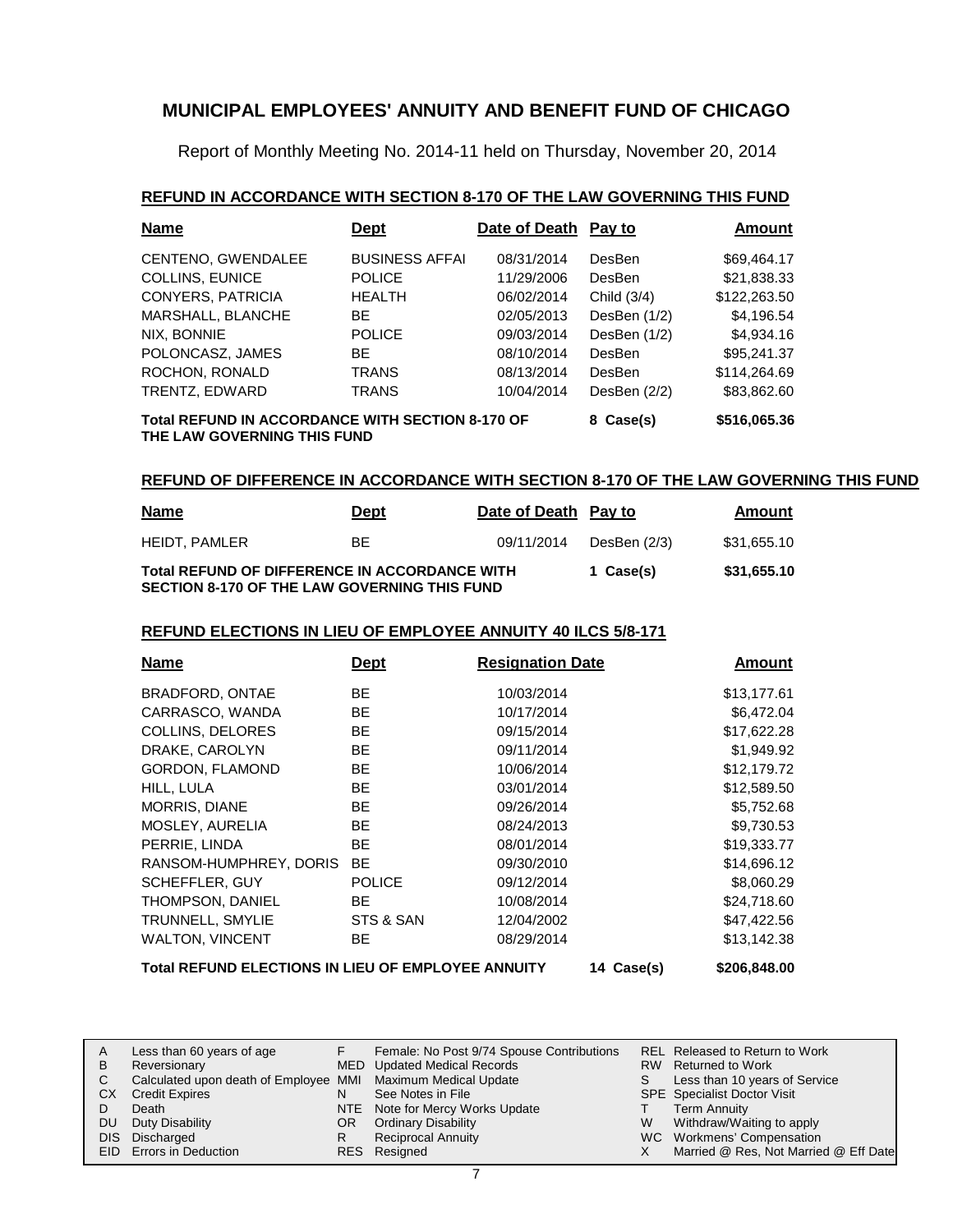# MUNICIPAL EMPLOYEES' ANNUITY AND BENEFIT FUND OF CHICAGO

Report of Monthly Meeting No. 2014-11 held on Thursday, November 20, 2014

## REFUND IN ACCORDANCE WITH SECTION 8-170 OF THE LAW GOVERNING THIS FUND

| Name | Dept | Date of Death | Pay to | Amount |
|---|---|---|---|---|
| CENTENO, GWENDALEE | BUSINESS AFFAI | 08/31/2014 | DesBen | $69,464.17 |
| COLLINS, EUNICE | POLICE | 11/29/2006 | DesBen | $21,838.33 |
| CONYERS, PATRICIA | HEALTH | 06/02/2014 | Child (3/4) | $122,263.50 |
| MARSHALL, BLANCHE | BE | 02/05/2013 | DesBen (1/2) | $4,196.54 |
| NIX, BONNIE | POLICE | 09/03/2014 | DesBen (1/2) | $4,934.16 |
| POLONCASZ, JAMES | BE | 08/10/2014 | DesBen | $95,241.37 |
| ROCHON, RONALD | TRANS | 08/13/2014 | DesBen | $114,264.69 |
| TRENTZ, EDWARD | TRANS | 10/04/2014 | DesBen (2/2) | $83,862.60 |
| **Total REFUND IN ACCORDANCE WITH SECTION 8-170 OF THE LAW GOVERNING THIS FUND** | | | **8 Case(s)** | **$516,065.36** |

## REFUND OF DIFFERENCE IN ACCORDANCE WITH SECTION 8-170 OF THE LAW GOVERNING THIS FUND

| Name | Dept | Date of Death | Pay to | Amount |
|---|---|---|---|---|
| HEIDT, PAMLER | BE | 09/11/2014 | DesBen (2/3) | $31,655.10 |
| **Total REFUND OF DIFFERENCE IN ACCORDANCE WITH SECTION 8-170 OF THE LAW GOVERNING THIS FUND** | | | **1 Case(s)** | **$31,655.10** |

## REFUND ELECTIONS IN LIEU OF EMPLOYEE ANNUITY 40 ILCS 5/8-171

| Name | Dept | Resignation Date | | Amount |
|---|---|---|---|---|
| BRADFORD, ONTAE | BE | 10/03/2014 | | $13,177.61 |
| CARRASCO, WANDA | BE | 10/17/2014 | | $6,472.04 |
| COLLINS, DELORES | BE | 09/15/2014 | | $17,622.28 |
| DRAKE, CAROLYN | BE | 09/11/2014 | | $1,949.92 |
| GORDON, FLAMOND | BE | 10/06/2014 | | $12,179.72 |
| HILL, LULA | BE | 03/01/2014 | | $12,589.50 |
| MORRIS, DIANE | BE | 09/26/2014 | | $5,752.68 |
| MOSLEY, AURELIA | BE | 08/24/2013 | | $9,730.53 |
| PERRIE, LINDA | BE | 08/01/2014 | | $19,333.77 |
| RANSOM-HUMPHREY, DORIS | BE | 09/30/2010 | | $14,696.12 |
| SCHEFFLER, GUY | POLICE | 09/12/2014 | | $8,060.29 |
| THOMPSON, DANIEL | BE | 10/08/2014 | | $24,718.60 |
| TRUNNELL, SMYLIE | STS & SAN | 12/04/2002 | | $47,422.56 |
| WALTON, VINCENT | BE | 08/29/2014 | | $13,142.38 |
| **Total REFUND ELECTIONS IN LIEU OF EMPLOYEE ANNUITY** | | | **14 Case(s)** | **$206,848.00** |

| | | | | | |
|---|---|---|---|---|---|
| A | Less than 60 years of age | F | Female: No Post 9/74 Spouse Contributions | REL | Released to Return to Work |
| B | Reversionary | MED | Updated Medical Records | RW | Returned to Work |
| C | Calculated upon death of Employee | MMI | Maximum Medical Update | S | Less than 10 years of Service |
| CX | Credit Expires | N | See Notes in File | SPE | Specialist Doctor Visit |
| D | Death | NTE | Note for Mercy Works Update | T | Term Annuity |
| DU | Duty Disability | OR | Ordinary Disability | W | Withdraw/Waiting to apply |
| DIS | Discharged | R | Reciprocal Annuity | WC | Workmens' Compensation |
| EID | Errors in Deduction | RES | Resigned | X | Married @ Res, Not Married @ Eff Date |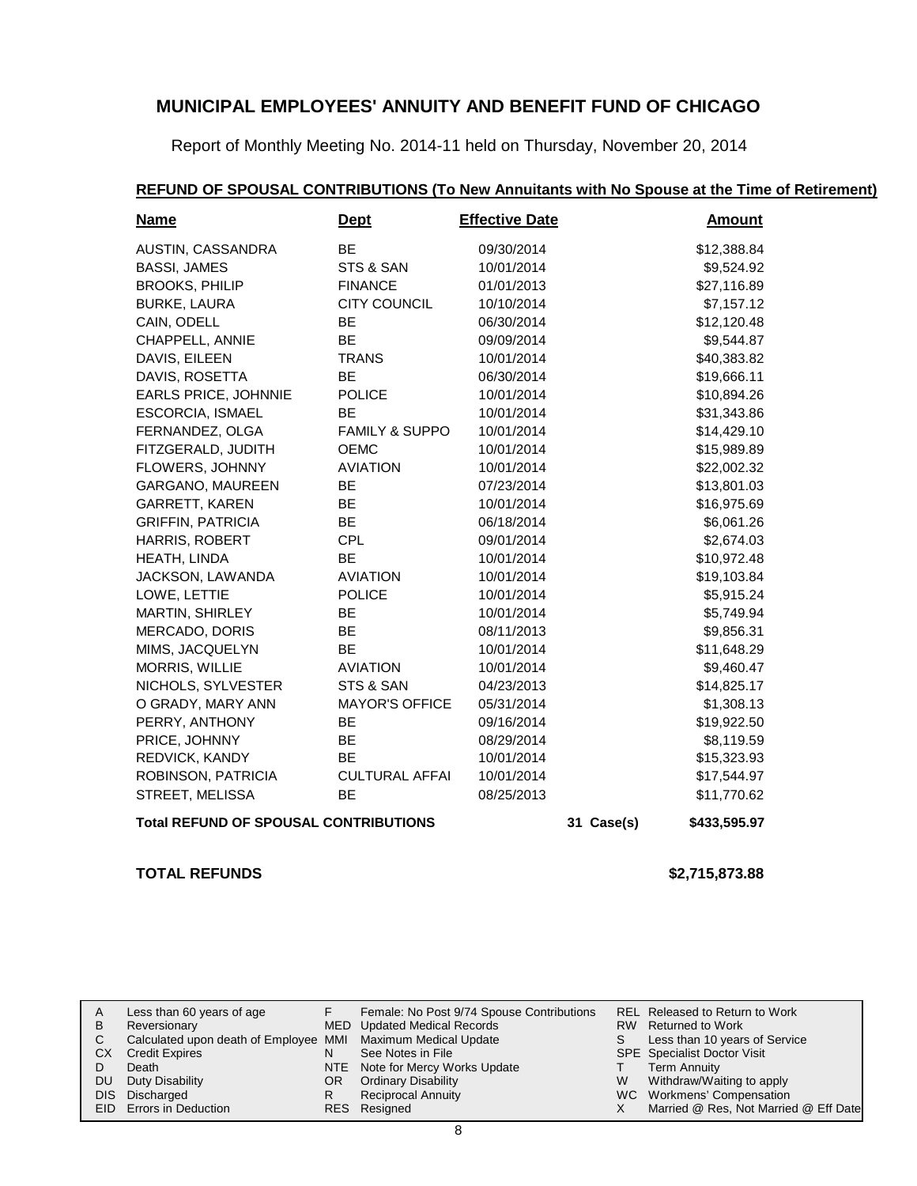# MUNICIPAL EMPLOYEES' ANNUITY AND BENEFIT FUND OF CHICAGO

Report of Monthly Meeting No. 2014-11 held on Thursday, November 20, 2014

## REFUND OF SPOUSAL CONTRIBUTIONS (To New Annuitants with No Spouse at the Time of Retirement)

| Name | Dept | Effective Date | | Amount |
|---|---|---|---|---|
| AUSTIN, CASSANDRA | BE | 09/30/2014 | | $12,388.84 |
| BASSI, JAMES | STS & SAN | 10/01/2014 | | $9,524.92 |
| BROOKS, PHILIP | FINANCE | 01/01/2013 | | $27,116.89 |
| BURKE, LAURA | CITY COUNCIL | 10/10/2014 | | $7,157.12 |
| CAIN, ODELL | BE | 06/30/2014 | | $12,120.48 |
| CHAPPELL, ANNIE | BE | 09/09/2014 | | $9,544.87 |
| DAVIS, EILEEN | TRANS | 10/01/2014 | | $40,383.82 |
| DAVIS, ROSETTA | BE | 06/30/2014 | | $19,666.11 |
| EARLS PRICE, JOHNNIE | POLICE | 10/01/2014 | | $10,894.26 |
| ESCORCIA, ISMAEL | BE | 10/01/2014 | | $31,343.86 |
| FERNANDEZ, OLGA | FAMILY & SUPPO | 10/01/2014 | | $14,429.10 |
| FITZGERALD, JUDITH | OEMC | 10/01/2014 | | $15,989.89 |
| FLOWERS, JOHNNY | AVIATION | 10/01/2014 | | $22,002.32 |
| GARGANO, MAUREEN | BE | 07/23/2014 | | $13,801.03 |
| GARRETT, KAREN | BE | 10/01/2014 | | $16,975.69 |
| GRIFFIN, PATRICIA | BE | 06/18/2014 | | $6,061.26 |
| HARRIS, ROBERT | CPL | 09/01/2014 | | $2,674.03 |
| HEATH, LINDA | BE | 10/01/2014 | | $10,972.48 |
| JACKSON, LAWANDA | AVIATION | 10/01/2014 | | $19,103.84 |
| LOWE, LETTIE | POLICE | 10/01/2014 | | $5,915.24 |
| MARTIN, SHIRLEY | BE | 10/01/2014 | | $5,749.94 |
| MERCADO, DORIS | BE | 08/11/2013 | | $9,856.31 |
| MIMS, JACQUELYN | BE | 10/01/2014 | | $11,648.29 |
| MORRIS, WILLIE | AVIATION | 10/01/2014 | | $9,460.47 |
| NICHOLS, SYLVESTER | STS & SAN | 04/23/2013 | | $14,825.17 |
| O GRADY, MARY ANN | MAYOR'S OFFICE | 05/31/2014 | | $1,308.13 |
| PERRY, ANTHONY | BE | 09/16/2014 | | $19,922.50 |
| PRICE, JOHNNY | BE | 08/29/2014 | | $8,119.59 |
| REDVICK, KANDY | BE | 10/01/2014 | | $15,323.93 |
| ROBINSON, PATRICIA | CULTURAL AFFAI | 10/01/2014 | | $17,544.97 |
| STREET, MELISSA | BE | 08/25/2013 | | $11,770.62 |
| **Total REFUND OF SPOUSAL CONTRIBUTIONS** | | | **31 Case(s)** | **$433,595.97** |

**TOTAL REFUNDS** **$2,715,873.88**

| | | | | | |
|---|---|---|---|---|---|
| A | Less than 60 years of age | F | Female: No Post 9/74 Spouse Contributions | REL | Released to Return to Work |
| B | Reversionary | MED | Updated Medical Records | RW | Returned to Work |
| C | Calculated upon death of Employee | MMI | Maximum Medical Update | S | Less than 10 years of Service |
| CX | Credit Expires | N | See Notes in File | SPE | Specialist Doctor Visit |
| D | Death | NTE | Note for Mercy Works Update | T | Term Annuity |
| DU | Duty Disability | OR | Ordinary Disability | W | Withdraw/Waiting to apply |
| DIS | Discharged | R | Reciprocal Annuity | WC | Workmens' Compensation |
| EID | Errors in Deduction | RES | Resigned | X | Married @ Res, Not Married @ Eff Date |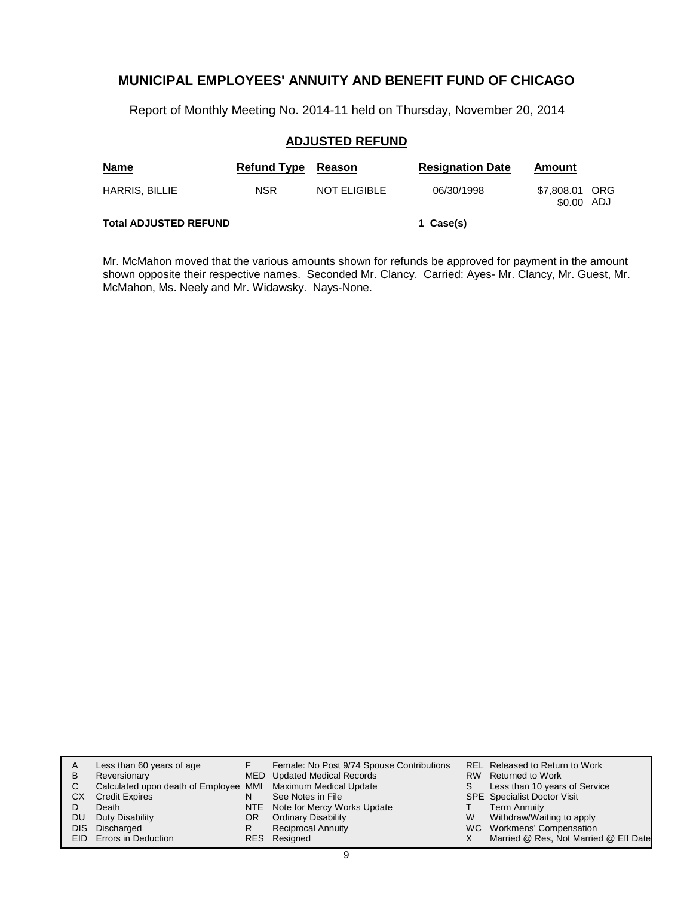## MUNICIPAL EMPLOYEES' ANNUITY AND BENEFIT FUND OF CHICAGO

Report of Monthly Meeting No. 2014-11 held on Thursday, November 20, 2014

### ADJUSTED REFUND

| Name | Refund Type | Reason | Resignation Date | Amount |
|---|---|---|---|---|
| HARRIS, BILLIE | NSR | NOT ELIGIBLE | 06/30/1998 | $7,808.01 ORG<br>$0.00 ADJ |

**Total ADJUSTED REFUND** **1 Case(s)**

Mr. McMahon moved that the various amounts shown for refunds be approved for payment in the amount shown opposite their respective names. Seconded Mr. Clancy. Carried: Ayes- Mr. Clancy, Mr. Guest, Mr. McMahon, Ms. Neely and Mr. Widawsky. Nays-None.

| | | | | | |
|---|---|---|---|---|---|
| A | Less than 60 years of age | F | Female: No Post 9/74 Spouse Contributions | REL | Released to Return to Work |
| B | Reversionary | MED | Updated Medical Records | RW | Returned to Work |
| C | Calculated upon death of Employee | MMI | Maximum Medical Update | S | Less than 10 years of Service |
| CX | Credit Expires | N | See Notes in File | SPE | Specialist Doctor Visit |
| D | Death | NTE | Note for Mercy Works Update | T | Term Annuity |
| DU | Duty Disability | OR | Ordinary Disability | W | Withdraw/Waiting to apply |
| DIS | Discharged | R | Reciprocal Annuity | WC | Workmens' Compensation |
| EID | Errors in Deduction | RES | Resigned | X | Married @ Res, Not Married @ Eff Date |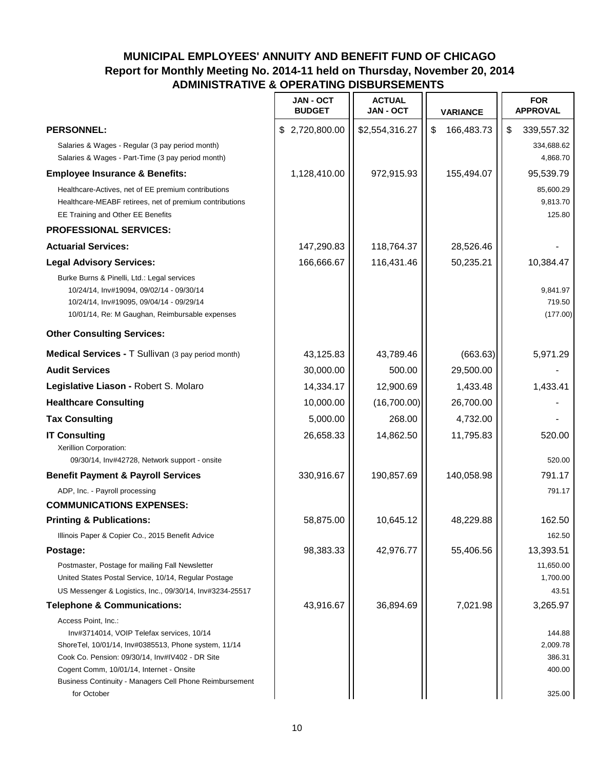# MUNICIPAL EMPLOYEES' ANNUITY AND BENEFIT FUND OF CHICAGO
## Report for Monthly Meeting No. 2014-11 held on Thursday, November 20, 2014
## ADMINISTRATIVE & OPERATING DISBURSEMENTS

| | JAN - OCT BUDGET | ACTUAL JAN - OCT | VARIANCE | FOR APPROVAL |
|---|---|---|---|---|
| **PERSONNEL:** | $ 2,720,800.00 | $2,554,316.27 | $ 166,483.73 | $ 339,557.32 |
| Salaries & Wages - Regular (3 pay period month) | | | | 334,688.62 |
| Salaries & Wages - Part-Time (3 pay period month) | | | | 4,868.70 |
| **Employee Insurance & Benefits:** | 1,128,410.00 | 972,915.93 | 155,494.07 | 95,539.79 |
| Healthcare-Actives, net of EE premium contributions | | | | 85,600.29 |
| Healthcare-MEABF retirees, net of premium contributions | | | | 9,813.70 |
| EE Training and Other EE Benefits | | | | 125.80 |
| **PROFESSIONAL SERVICES:** | | | | |
| **Actuarial Services:** | 147,290.83 | 118,764.37 | 28,526.46 | - |
| **Legal Advisory Services:** | 166,666.67 | 116,431.46 | 50,235.21 | 10,384.47 |
| Burke Burns & Pinelli, Ltd.: Legal services | | | | |
| 10/24/14, Inv#19094, 09/02/14 - 09/30/14 | | | | 9,841.97 |
| 10/24/14, Inv#19095, 09/04/14 - 09/29/14 | | | | 719.50 |
| 10/01/14, Re: M Gaughan, Reimbursable expenses | | | | (177.00) |
| **Other Consulting Services:** | | | | |
| **Medical Services -** T Sullivan (3 pay period month) | 43,125.83 | 43,789.46 | (663.63) | 5,971.29 |
| **Audit Services** | 30,000.00 | 500.00 | 29,500.00 | - |
| **Legislative Liason -** Robert S. Molaro | 14,334.17 | 12,900.69 | 1,433.48 | 1,433.41 |
| **Healthcare Consulting** | 10,000.00 | (16,700.00) | 26,700.00 | - |
| **Tax Consulting** | 5,000.00 | 268.00 | 4,732.00 | - |
| **IT Consulting** | 26,658.33 | 14,862.50 | 11,795.83 | 520.00 |
| Xerillion Corporation: | | | | |
| 09/30/14, Inv#42728, Network support - onsite | | | | 520.00 |
| **Benefit Payment & Payroll Services** | 330,916.67 | 190,857.69 | 140,058.98 | 791.17 |
| ADP, Inc. - Payroll processing | | | | 791.17 |
| **COMMUNICATIONS EXPENSES:** | | | | |
| **Printing & Publications:** | 58,875.00 | 10,645.12 | 48,229.88 | 162.50 |
| Illinois Paper & Copier Co., 2015 Benefit Advice | | | | 162.50 |
| **Postage:** | 98,383.33 | 42,976.77 | 55,406.56 | 13,393.51 |
| Postmaster, Postage for mailing Fall Newsletter | | | | 11,650.00 |
| United States Postal Service, 10/14, Regular Postage | | | | 1,700.00 |
| US Messenger & Logistics, Inc., 09/30/14, Inv#3234-25517 | | | | 43.51 |
| **Telephone & Communications:** | 43,916.67 | 36,894.69 | 7,021.98 | 3,265.97 |
| Access Point, Inc.: | | | | |
| Inv#3714014, VOIP Telefax services, 10/14 | | | | 144.88 |
| ShoreTel, 10/01/14, Inv#0385513, Phone system, 11/14 | | | | 2,009.78 |
| Cook Co. Pension: 09/30/14, Inv#IV402 - DR Site | | | | 386.31 |
| Cogent Comm, 10/01/14, Internet - Onsite | | | | 400.00 |
| Business Continuity - Managers Cell Phone Reimbursement for October | | | | 325.00 |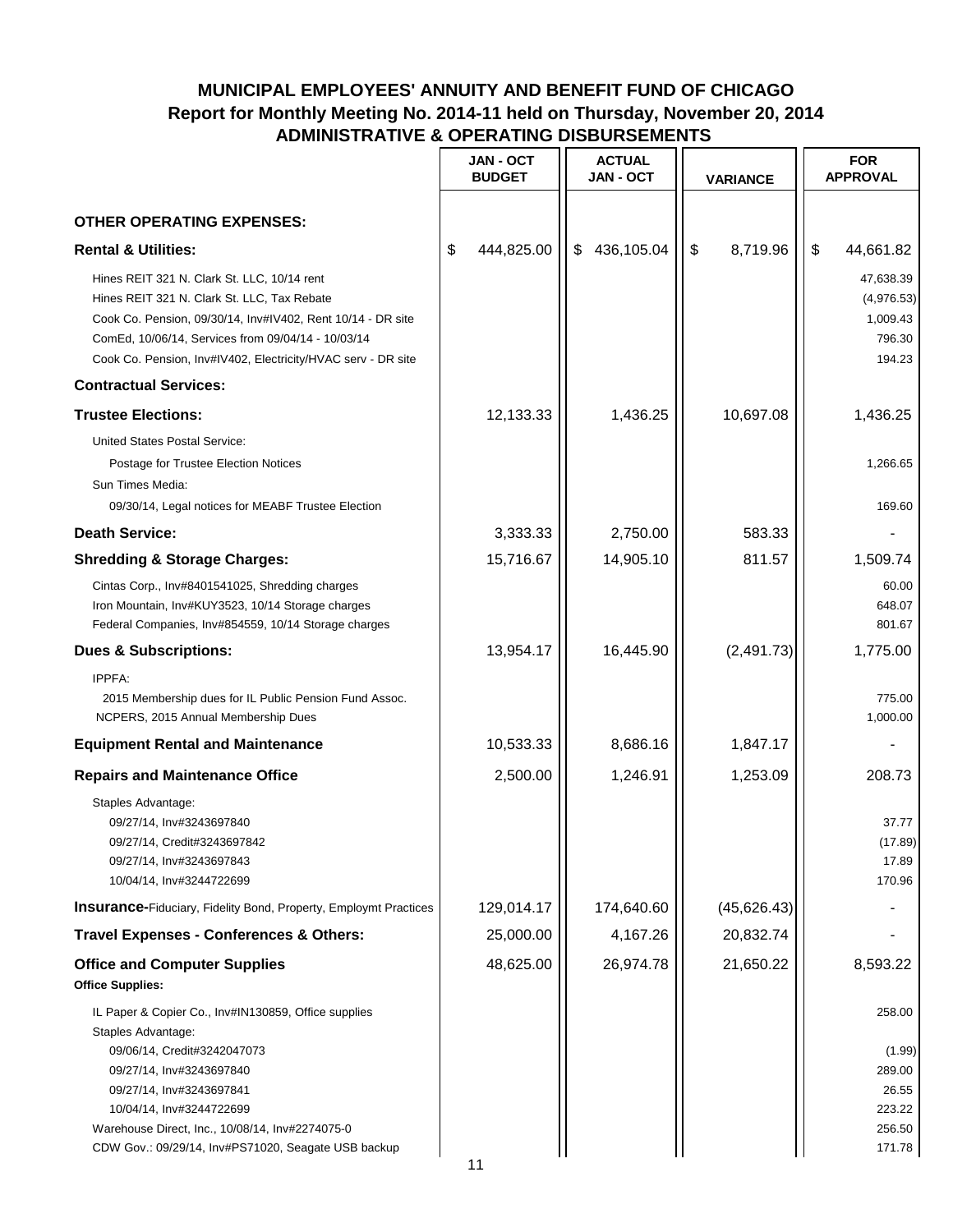# MUNICIPAL EMPLOYEES' ANNUITY AND BENEFIT FUND OF CHICAGO
## Report for Monthly Meeting No. 2014-11 held on Thursday, November 20, 2014
## ADMINISTRATIVE & OPERATING DISBURSEMENTS

| | JAN - OCT BUDGET | ACTUAL JAN - OCT | VARIANCE | FOR APPROVAL |
|---|---|---|---|---|
| **OTHER OPERATING EXPENSES:** | | | | |
| **Rental & Utilities:** | $ 444,825.00 | $ 436,105.04 | $ 8,719.96 | $ 44,661.82 |
| Hines REIT 321 N. Clark St. LLC, 10/14 rent | | | | 47,638.39 |
| Hines REIT 321 N. Clark St. LLC, Tax Rebate | | | | (4,976.53) |
| Cook Co. Pension, 09/30/14, Inv#IV402, Rent 10/14 - DR site | | | | 1,009.43 |
| ComEd, 10/06/14, Services from 09/04/14 - 10/03/14 | | | | 796.30 |
| Cook Co. Pension, Inv#IV402, Electricity/HVAC serv - DR site | | | | 194.23 |
| **Contractual Services:** | | | | |
| **Trustee Elections:** | 12,133.33 | 1,436.25 | 10,697.08 | 1,436.25 |
| United States Postal Service: | | | | |
| Postage for Trustee Election Notices | | | | 1,266.65 |
| Sun Times Media: | | | | |
| 09/30/14, Legal notices for MEABF Trustee Election | | | | 169.60 |
| **Death Service:** | 3,333.33 | 2,750.00 | 583.33 | - |
| **Shredding & Storage Charges:** | 15,716.67 | 14,905.10 | 811.57 | 1,509.74 |
| Cintas Corp., Inv#8401541025, Shredding charges | | | | 60.00 |
| Iron Mountain, Inv#KUY3523, 10/14 Storage charges | | | | 648.07 |
| Federal Companies, Inv#854559, 10/14 Storage charges | | | | 801.67 |
| **Dues & Subscriptions:** | 13,954.17 | 16,445.90 | (2,491.73) | 1,775.00 |
| IPPFA: | | | | |
| 2015 Membership dues for IL Public Pension Fund Assoc. | | | | 775.00 |
| NCPERS, 2015 Annual Membership Dues | | | | 1,000.00 |
| **Equipment Rental and Maintenance** | 10,533.33 | 8,686.16 | 1,847.17 | - |
| **Repairs and Maintenance Office** | 2,500.00 | 1,246.91 | 1,253.09 | 208.73 |
| Staples Advantage: | | | | |
| 09/27/14, Inv#3243697840 | | | | 37.77 |
| 09/27/14, Credit#3243697842 | | | | (17.89) |
| 09/27/14, Inv#3243697843 | | | | 17.89 |
| 10/04/14, Inv#3244722699 | | | | 170.96 |
| **Insurance**-Fiduciary, Fidelity Bond, Property, Employmt Practices | 129,014.17 | 174,640.60 | (45,626.43) | - |
| **Travel Expenses - Conferences & Others:** | 25,000.00 | 4,167.26 | 20,832.74 | - |
| **Office and Computer Supplies** | 48,625.00 | 26,974.78 | 21,650.22 | 8,593.22 |
| **Office Supplies:** | | | | |
| IL Paper & Copier Co., Inv#IN130859, Office supplies | | | | 258.00 |
| Staples Advantage: | | | | |
| 09/06/14, Credit#3242047073 | | | | (1.99) |
| 09/27/14, Inv#3243697840 | | | | 289.00 |
| 09/27/14, Inv#3243697841 | | | | 26.55 |
| 10/04/14, Inv#3244722699 | | | | 223.22 |
| Warehouse Direct, Inc., 10/08/14, Inv#2274075-0 | | | | 256.50 |
| CDW Gov.: 09/29/14, Inv#PS71020, Seagate USB backup | | | | 171.78 |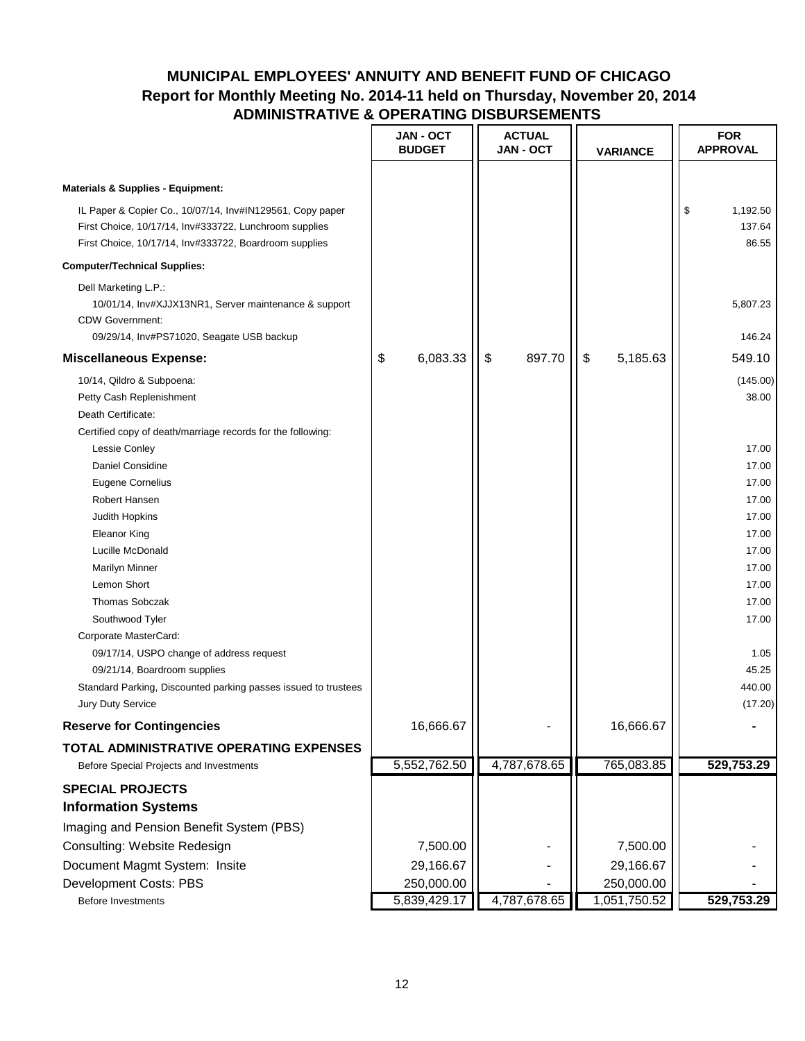# MUNICIPAL EMPLOYEES' ANNUITY AND BENEFIT FUND OF CHICAGO
## Report for Monthly Meeting No. 2014-11 held on Thursday, November 20, 2014
## ADMINISTRATIVE & OPERATING DISBURSEMENTS

| | JAN - OCT BUDGET | ACTUAL JAN - OCT | VARIANCE | FOR APPROVAL |
|---|---|---|---|---|
| **Materials & Supplies - Equipment:** | | | | |
| IL Paper & Copier Co., 10/07/14, Inv#IN129561, Copy paper | | | | $ 1,192.50 |
| First Choice, 10/17/14, Inv#333722, Lunchroom supplies | | | | 137.64 |
| First Choice, 10/17/14, Inv#333722, Boardroom supplies | | | | 86.55 |
| **Computer/Technical Supplies:** | | | | |
| Dell Marketing L.P.: | | | | |
| 10/01/14, Inv#XJJX13NR1, Server maintenance & support | | | | 5,807.23 |
| CDW Government: | | | | |
| 09/29/14, Inv#PS71020, Seagate USB backup | | | | 146.24 |
| **Miscellaneous Expense:** | $ 6,083.33 | $ 897.70 | $ 5,185.63 | 549.10 |
| 10/14, Qildro & Subpoena: | | | | (145.00) |
| Petty Cash Replenishment | | | | 38.00 |
| Death Certificate: | | | | |
| Certified copy of death/marriage records for the following: | | | | |
| Lessie Conley | | | | 17.00 |
| Daniel Considine | | | | 17.00 |
| Eugene Cornelius | | | | 17.00 |
| Robert Hansen | | | | 17.00 |
| Judith Hopkins | | | | 17.00 |
| Eleanor King | | | | 17.00 |
| Lucille McDonald | | | | 17.00 |
| Marilyn Minner | | | | 17.00 |
| Lemon Short | | | | 17.00 |
| Thomas Sobczak | | | | 17.00 |
| Southwood Tyler | | | | 17.00 |
| Corporate MasterCard: | | | | |
| 09/17/14, USPO change of address request | | | | 1.05 |
| 09/21/14, Boardroom supplies | | | | 45.25 |
| Standard Parking, Discounted parking passes issued to trustees | | | | 440.00 |
| Jury Duty Service | | | | (17.20) |
| **Reserve for Contingencies** | 16,666.67 | - | 16,666.67 | - |
| **TOTAL ADMINISTRATIVE OPERATING EXPENSES** Before Special Projects and Investments | 5,552,762.50 | 4,787,678.65 | 765,083.85 | **529,753.29** |
| **SPECIAL PROJECTS** | | | | |
| **Information Systems** | | | | |
| Imaging and Pension Benefit System (PBS) | | | | |
| Consulting: Website Redesign | 7,500.00 | - | 7,500.00 | - |
| Document Magmt System: Insite | 29,166.67 | - | 29,166.67 | - |
| Development Costs: PBS | 250,000.00 | - | 250,000.00 | - |
| Before Investments | 5,839,429.17 | 4,787,678.65 | 1,051,750.52 | **529,753.29** |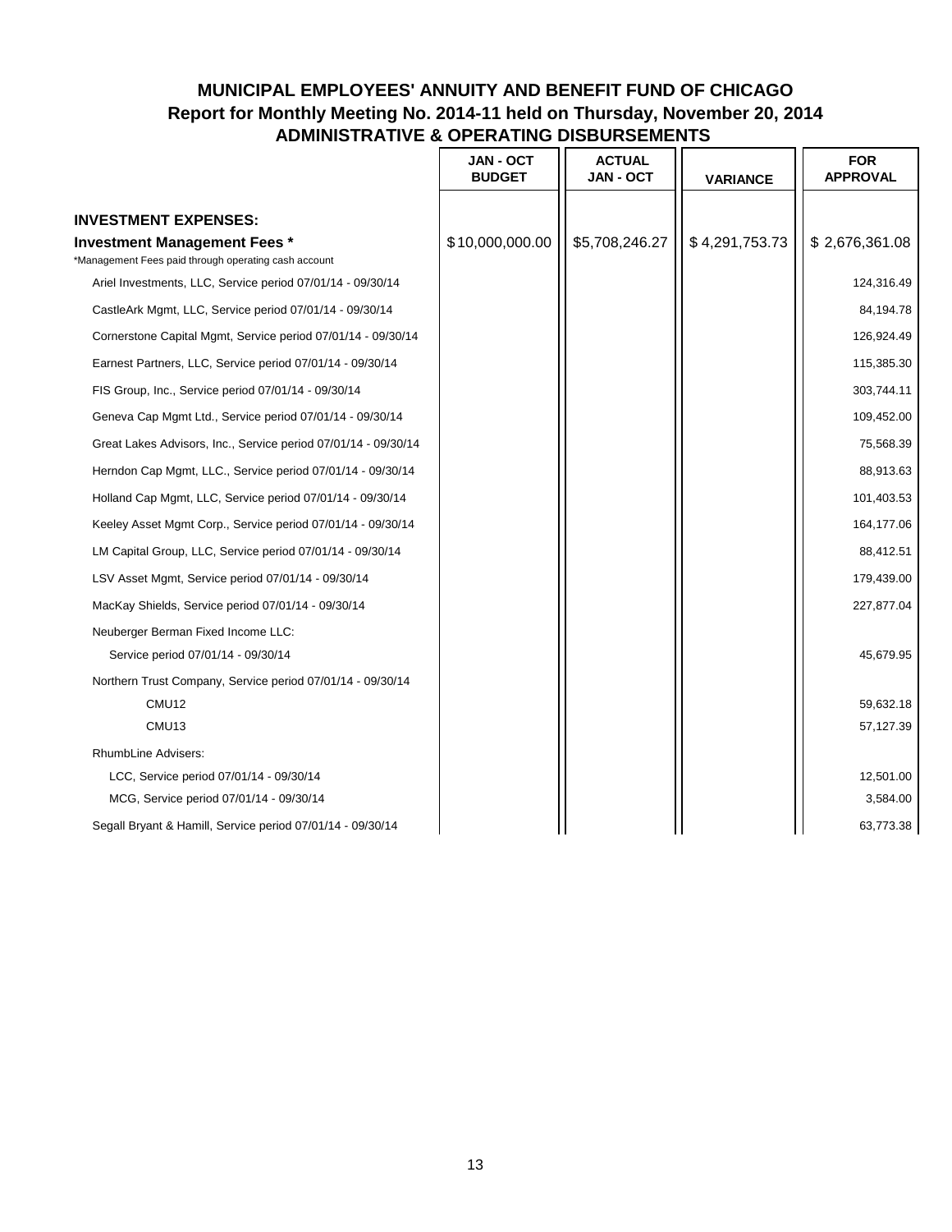# MUNICIPAL EMPLOYEES' ANNUITY AND BENEFIT FUND OF CHICAGO

## Report for Monthly Meeting No. 2014-11 held on Thursday, November 20, 2014

## ADMINISTRATIVE & OPERATING DISBURSEMENTS

| | JAN - OCT BUDGET | ACTUAL JAN - OCT | VARIANCE | FOR APPROVAL |
|---|---|---|---|---|
| **INVESTMENT EXPENSES:** | | | | |
| **Investment Management Fees *** | $10,000,000.00 | $5,708,246.27 | $4,291,753.73 | $2,676,361.08 |
| *Management Fees paid through operating cash account | | | | |
| Ariel Investments, LLC, Service period 07/01/14 - 09/30/14 | | | | 124,316.49 |
| CastleArk Mgmt, LLC, Service period 07/01/14 - 09/30/14 | | | | 84,194.78 |
| Cornerstone Capital Mgmt, Service period 07/01/14 - 09/30/14 | | | | 126,924.49 |
| Earnest Partners, LLC, Service period 07/01/14 - 09/30/14 | | | | 115,385.30 |
| FIS Group, Inc., Service period 07/01/14 - 09/30/14 | | | | 303,744.11 |
| Geneva Cap Mgmt Ltd., Service period 07/01/14 - 09/30/14 | | | | 109,452.00 |
| Great Lakes Advisors, Inc., Service period 07/01/14 - 09/30/14 | | | | 75,568.39 |
| Herndon Cap Mgmt, LLC., Service period 07/01/14 - 09/30/14 | | | | 88,913.63 |
| Holland Cap Mgmt, LLC, Service period 07/01/14 - 09/30/14 | | | | 101,403.53 |
| Keeley Asset Mgmt Corp., Service period 07/01/14 - 09/30/14 | | | | 164,177.06 |
| LM Capital Group, LLC, Service period 07/01/14 - 09/30/14 | | | | 88,412.51 |
| LSV Asset Mgmt, Service period 07/01/14 - 09/30/14 | | | | 179,439.00 |
| MacKay Shields, Service period 07/01/14 - 09/30/14 | | | | 227,877.04 |
| Neuberger Berman Fixed Income LLC: | | | | |
| Service period 07/01/14 - 09/30/14 | | | | 45,679.95 |
| Northern Trust Company, Service period 07/01/14 - 09/30/14 | | | | |
| CMU12 | | | | 59,632.18 |
| CMU13 | | | | 57,127.39 |
| RhumbLine Advisers: | | | | |
| LCC, Service period 07/01/14 - 09/30/14 | | | | 12,501.00 |
| MCG, Service period 07/01/14 - 09/30/14 | | | | 3,584.00 |
| Segall Bryant & Hamill, Service period 07/01/14 - 09/30/14 | | | | 63,773.38 |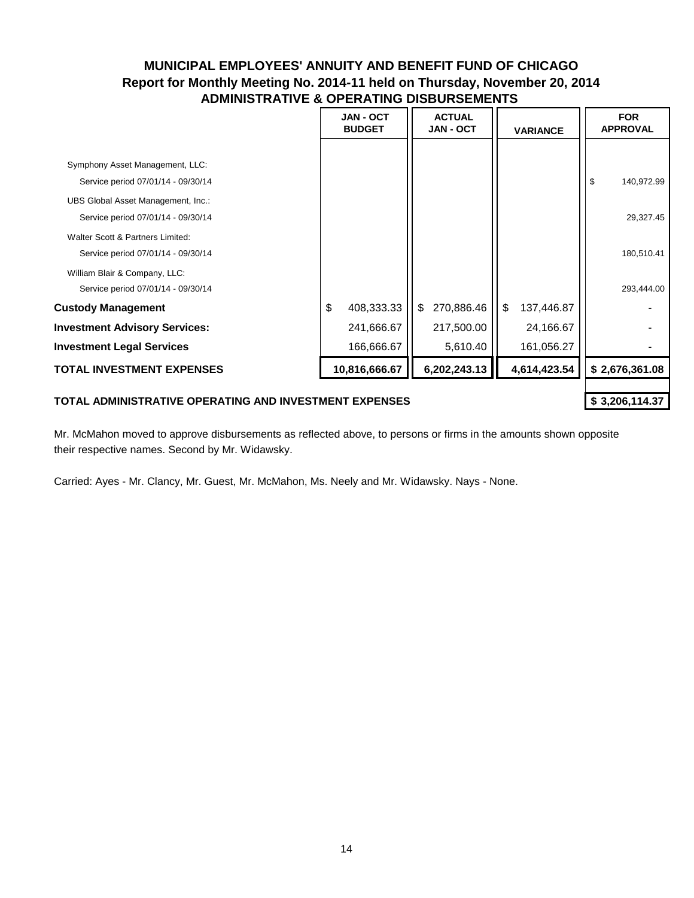# MUNICIPAL EMPLOYEES' ANNUITY AND BENEFIT FUND OF CHICAGO
## Report for Monthly Meeting No. 2014-11 held on Thursday, November 20, 2014
## ADMINISTRATIVE & OPERATING DISBURSEMENTS

| | JAN - OCT BUDGET | ACTUAL JAN - OCT | VARIANCE | FOR APPROVAL |
|---|---|---|---|---|
| Symphony Asset Management, LLC: | | | | |
| Service period 07/01/14 - 09/30/14 | | | | $ 140,972.99 |
| UBS Global Asset Management, Inc.: | | | | |
| Service period 07/01/14 - 09/30/14 | | | | 29,327.45 |
| Walter Scott & Partners Limited: | | | | |
| Service period 07/01/14 - 09/30/14 | | | | 180,510.41 |
| William Blair & Company, LLC: | | | | |
| Service period 07/01/14 - 09/30/14 | | | | 293,444.00 |
| **Custody Management** | $ 408,333.33 | $ 270,886.46 | $ 137,446.87 | - |
| **Investment Advisory Services:** | 241,666.67 | 217,500.00 | 24,166.67 | - |
| **Investment Legal Services** | 166,666.67 | 5,610.40 | 161,056.27 | - |
| **TOTAL INVESTMENT EXPENSES** | **10,816,666.67** | **6,202,243.13** | **4,614,423.54** | **$ 2,676,361.08** |
| | | | | |
| **TOTAL ADMINISTRATIVE OPERATING AND INVESTMENT EXPENSES** | | | | **$ 3,206,114.37** |

Mr. McMahon moved to approve disbursements as reflected above, to persons or firms in the amounts shown opposite their respective names. Second by Mr. Widawsky.

Carried: Ayes - Mr. Clancy, Mr. Guest, Mr. McMahon, Ms. Neely and Mr. Widawsky. Nays - None.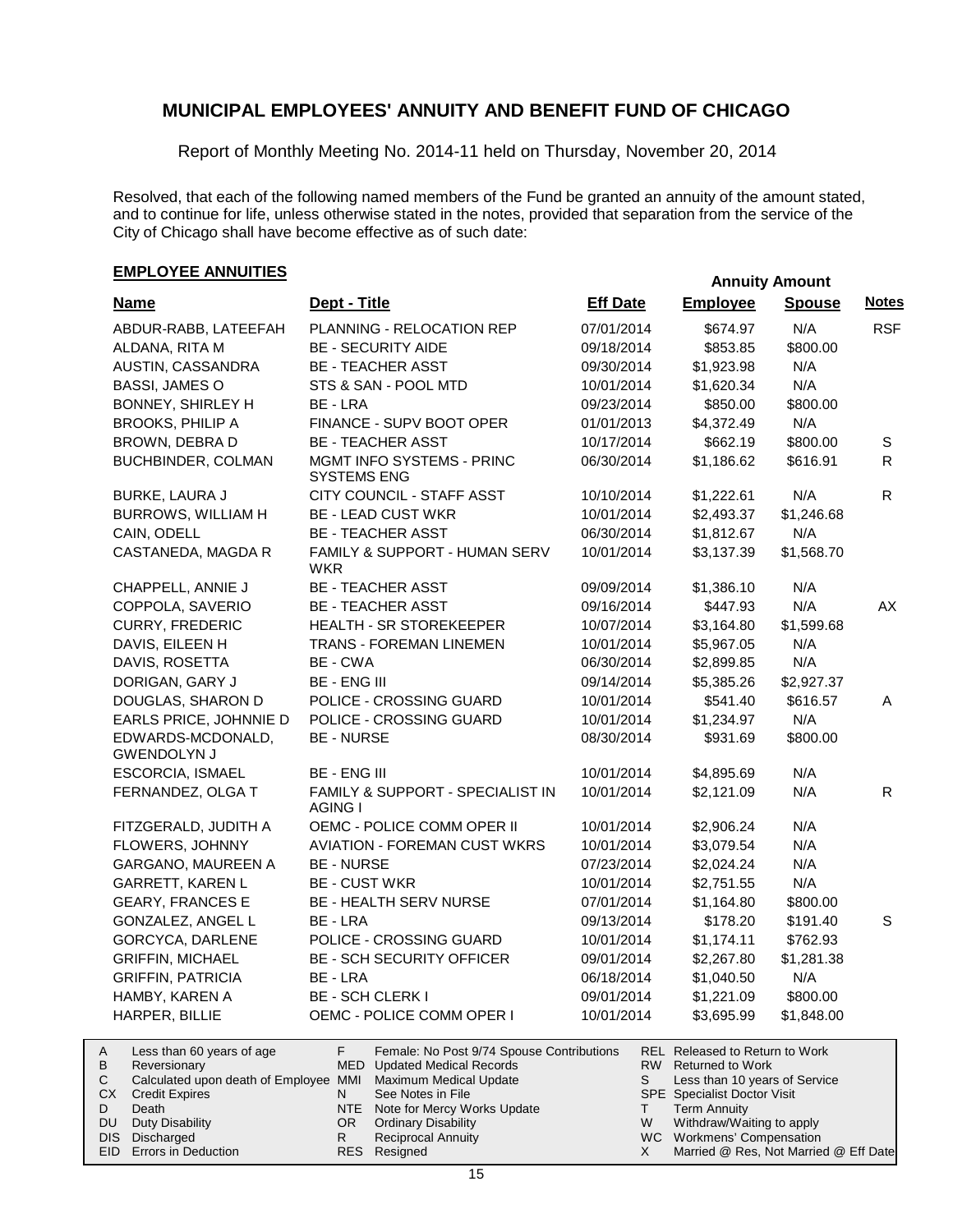# MUNICIPAL EMPLOYEES' ANNUITY AND BENEFIT FUND OF CHICAGO

Report of Monthly Meeting No. 2014-11 held on Thursday, November 20, 2014

Resolved, that each of the following named members of the Fund be granted an annuity of the amount stated, and to continue for life, unless otherwise stated in the notes, provided that separation from the service of the City of Chicago shall have become effective as of such date:

## EMPLOYEE ANNUITIES

| Name | Dept - Title | Eff Date | Annuity Amount Employee | Annuity Amount Spouse | Notes |
|---|---|---|---|---|---|
| ABDUR-RABB, LATEEFAH | PLANNING - RELOCATION REP | 07/01/2014 | $674.97 | N/A | RSF |
| ALDANA, RITA M | BE - SECURITY AIDE | 09/18/2014 | $853.85 | $800.00 | |
| AUSTIN, CASSANDRA | BE - TEACHER ASST | 09/30/2014 | $1,923.98 | N/A | |
| BASSI, JAMES O | STS & SAN - POOL MTD | 10/01/2014 | $1,620.34 | N/A | |
| BONNEY, SHIRLEY H | BE - LRA | 09/23/2014 | $850.00 | $800.00 | |
| BROOKS, PHILIP A | FINANCE - SUPV BOOT OPER | 01/01/2013 | $4,372.49 | N/A | |
| BROWN, DEBRA D | BE - TEACHER ASST | 10/17/2014 | $662.19 | $800.00 | S |
| BUCHBINDER, COLMAN | MGMT INFO SYSTEMS - PRINC SYSTEMS ENG | 06/30/2014 | $1,186.62 | $616.91 | R |
| BURKE, LAURA J | CITY COUNCIL - STAFF ASST | 10/10/2014 | $1,222.61 | N/A | R |
| BURROWS, WILLIAM H | BE - LEAD CUST WKR | 10/01/2014 | $2,493.37 | $1,246.68 | |
| CAIN, ODELL | BE - TEACHER ASST | 06/30/2014 | $1,812.67 | N/A | |
| CASTANEDA, MAGDA R | FAMILY & SUPPORT - HUMAN SERV WKR | 10/01/2014 | $3,137.39 | $1,568.70 | |
| CHAPPELL, ANNIE J | BE - TEACHER ASST | 09/09/2014 | $1,386.10 | N/A | |
| COPPOLA, SAVERIO | BE - TEACHER ASST | 09/16/2014 | $447.93 | N/A | AX |
| CURRY, FREDERIC | HEALTH - SR STOREKEEPER | 10/07/2014 | $3,164.80 | $1,599.68 | |
| DAVIS, EILEEN H | TRANS - FOREMAN LINEMEN | 10/01/2014 | $5,967.05 | N/A | |
| DAVIS, ROSETTA | BE - CWA | 06/30/2014 | $2,899.85 | N/A | |
| DORIGAN, GARY J | BE - ENG III | 09/14/2014 | $5,385.26 | $2,927.37 | |
| DOUGLAS, SHARON D | POLICE - CROSSING GUARD | 10/01/2014 | $541.40 | $616.57 | A |
| EARLS PRICE, JOHNNIE D | POLICE - CROSSING GUARD | 10/01/2014 | $1,234.97 | N/A | |
| EDWARDS-MCDONALD, GWENDOLYN J | BE - NURSE | 08/30/2014 | $931.69 | $800.00 | |
| ESCORCIA, ISMAEL | BE - ENG III | 10/01/2014 | $4,895.69 | N/A | |
| FERNANDEZ, OLGA T | FAMILY & SUPPORT - SPECIALIST IN AGING I | 10/01/2014 | $2,121.09 | N/A | R |
| FITZGERALD, JUDITH A | OEMC - POLICE COMM OPER II | 10/01/2014 | $2,906.24 | N/A | |
| FLOWERS, JOHNNY | AVIATION - FOREMAN CUST WKRS | 10/01/2014 | $3,079.54 | N/A | |
| GARGANO, MAUREEN A | BE - NURSE | 07/23/2014 | $2,024.24 | N/A | |
| GARRETT, KAREN L | BE - CUST WKR | 10/01/2014 | $2,751.55 | N/A | |
| GEARY, FRANCES E | BE - HEALTH SERV NURSE | 07/01/2014 | $1,164.80 | $800.00 | |
| GONZALEZ, ANGEL L | BE - LRA | 09/13/2014 | $178.20 | $191.40 | S |
| GORCYCA, DARLENE | POLICE - CROSSING GUARD | 10/01/2014 | $1,174.11 | $762.93 | |
| GRIFFIN, MICHAEL | BE - SCH SECURITY OFFICER | 09/01/2014 | $2,267.80 | $1,281.38 | |
| GRIFFIN, PATRICIA | BE - LRA | 06/18/2014 | $1,040.50 | N/A | |
| HAMBY, KAREN A | BE - SCH CLERK I | 09/01/2014 | $1,221.09 | $800.00 | |
| HARPER, BILLIE | OEMC - POLICE COMM OPER I | 10/01/2014 | $3,695.99 | $1,848.00 | |

| | | | | | |
|---|---|---|---|---|---|
| A | Less than 60 years of age | F | Female: No Post 9/74 Spouse Contributions | REL | Released to Return to Work |
| B | Reversionary | MED | Updated Medical Records | RW | Returned to Work |
| C | Calculated upon death of Employee | MMI | Maximum Medical Update | S | Less than 10 years of Service |
| CX | Credit Expires | N | See Notes in File | SPE | Specialist Doctor Visit |
| D | Death | NTE | Note for Mercy Works Update | T | Term Annuity |
| DU | Duty Disability | OR | Ordinary Disability | W | Withdraw/Waiting to apply |
| DIS | Discharged | R | Reciprocal Annuity | WC | Workmens' Compensation |
| EID | Errors in Deduction | RES | Resigned | X | Married @ Res, Not Married @ Eff Date |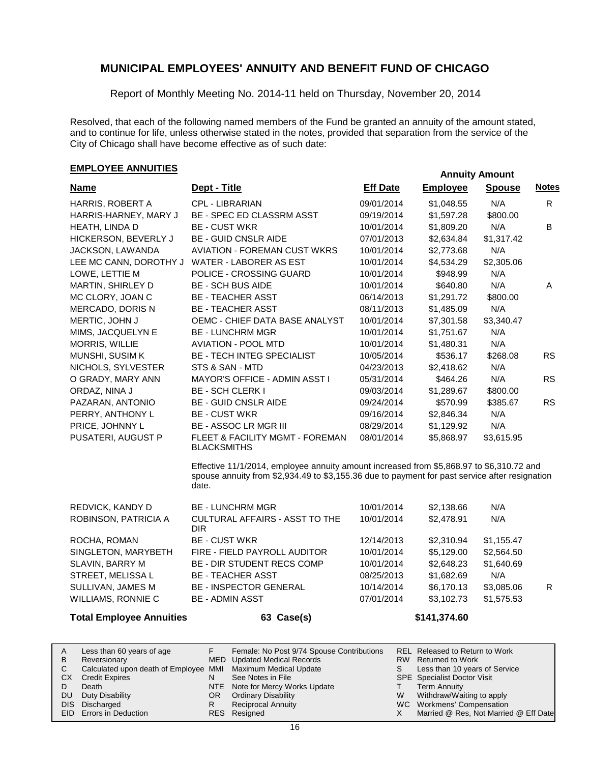# MUNICIPAL EMPLOYEES' ANNUITY AND BENEFIT FUND OF CHICAGO

Report of Monthly Meeting No. 2014-11 held on Thursday, November 20, 2014

Resolved, that each of the following named members of the Fund be granted an annuity of the amount stated, and to continue for life, unless otherwise stated in the notes, provided that separation from the service of the City of Chicago shall have become effective as of such date:

## EMPLOYEE ANNUITIES

| Name | Dept - Title | Eff Date | Annuity Amount Employee | Annuity Amount Spouse | Notes |
|---|---|---|---|---|---|
| HARRIS, ROBERT A | CPL - LIBRARIAN | 09/01/2014 | $1,048.55 | N/A | R |
| HARRIS-HARNEY, MARY J | BE - SPEC ED CLASSRM ASST | 09/19/2014 | $1,597.28 | $800.00 | |
| HEATH, LINDA D | BE - CUST WKR | 10/01/2014 | $1,809.20 | N/A | B |
| HICKERSON, BEVERLY J | BE - GUID CNSLR AIDE | 07/01/2013 | $2,634.84 | $1,317.42 | |
| JACKSON, LAWANDA | AVIATION - FOREMAN CUST WKRS | 10/01/2014 | $2,773.68 | N/A | |
| LEE MC CANN, DOROTHY J | WATER - LABORER AS EST | 10/01/2014 | $4,534.29 | $2,305.06 | |
| LOWE, LETTIE M | POLICE - CROSSING GUARD | 10/01/2014 | $948.99 | N/A | |
| MARTIN, SHIRLEY D | BE - SCH BUS AIDE | 10/01/2014 | $640.80 | N/A | A |
| MC CLORY, JOAN C | BE - TEACHER ASST | 06/14/2013 | $1,291.72 | $800.00 | |
| MERCADO, DORIS N | BE - TEACHER ASST | 08/11/2013 | $1,485.09 | N/A | |
| MERTIC, JOHN J | OEMC - CHIEF DATA BASE ANALYST | 10/01/2014 | $7,301.58 | $3,340.47 | |
| MIMS, JACQUELYN E | BE - LUNCHRM MGR | 10/01/2014 | $1,751.67 | N/A | |
| MORRIS, WILLIE | AVIATION - POOL MTD | 10/01/2014 | $1,480.31 | N/A | |
| MUNSHI, SUSIM K | BE - TECH INTEG SPECIALIST | 10/05/2014 | $536.17 | $268.08 | RS |
| NICHOLS, SYLVESTER | STS & SAN - MTD | 04/23/2013 | $2,418.62 | N/A | |
| O GRADY, MARY ANN | MAYOR'S OFFICE - ADMIN ASST I | 05/31/2014 | $464.26 | N/A | RS |
| ORDAZ, NINA J | BE - SCH CLERK I | 09/03/2014 | $1,289.67 | $800.00 | |
| PAZARAN, ANTONIO | BE - GUID CNSLR AIDE | 09/24/2014 | $570.99 | $385.67 | RS |
| PERRY, ANTHONY L | BE - CUST WKR | 09/16/2014 | $2,846.34 | N/A | |
| PRICE, JOHNNY L | BE - ASSOC LR MGR III | 08/29/2014 | $1,129.92 | N/A | |
| PUSATERI, AUGUST P | FLEET & FACILITY MGMT - FOREMAN BLACKSMITHS | 08/01/2014 | $5,868.97 | $3,615.95 | |
| | Effective 11/1/2014, employee annuity amount increased from $5,868.97 to $6,310.72 and spouse annuity from $2,934.49 to $3,155.36 due to payment for past service after resignation date. | | | | |
| REDVICK, KANDY D | BE - LUNCHRM MGR | 10/01/2014 | $2,138.66 | N/A | |
| ROBINSON, PATRICIA A | CULTURAL AFFAIRS - ASST TO THE DIR | 10/01/2014 | $2,478.91 | N/A | |
| ROCHA, ROMAN | BE - CUST WKR | 12/14/2013 | $2,310.94 | $1,155.47 | |
| SINGLETON, MARYBETH | FIRE - FIELD PAYROLL AUDITOR | 10/01/2014 | $5,129.00 | $2,564.50 | |
| SLAVIN, BARRY M | BE - DIR STUDENT RECS COMP | 10/01/2014 | $2,648.23 | $1,640.69 | |
| STREET, MELISSA L | BE - TEACHER ASST | 08/25/2013 | $1,682.69 | N/A | |
| SULLIVAN, JAMES M | BE - INSPECTOR GENERAL | 10/14/2014 | $6,170.13 | $3,085.06 | R |
| WILLIAMS, RONNIE C | BE - ADMIN ASST | 07/01/2014 | $3,102.73 | $1,575.53 | |

**Total Employee Annuities** 63 Case(s) **$141,374.60**

| | | | | | |
|---|---|---|---|---|---|
| A | Less than 60 years of age | F | Female: No Post 9/74 Spouse Contributions | REL | Released to Return to Work |
| B | Reversionary | MED | Updated Medical Records | RW | Returned to Work |
| C | Calculated upon death of Employee | MMI | Maximum Medical Update | S | Less than 10 years of Service |
| CX | Credit Expires | N | See Notes in File | SPE | Specialist Doctor Visit |
| D | Death | NTE | Note for Mercy Works Update | T | Term Annuity |
| DU | Duty Disability | OR | Ordinary Disability | W | Withdraw/Waiting to apply |
| DIS | Discharged | R | Reciprocal Annuity | WC | Workmens' Compensation |
| EID | Errors in Deduction | RES | Resigned | X | Married @ Res, Not Married @ Eff Date |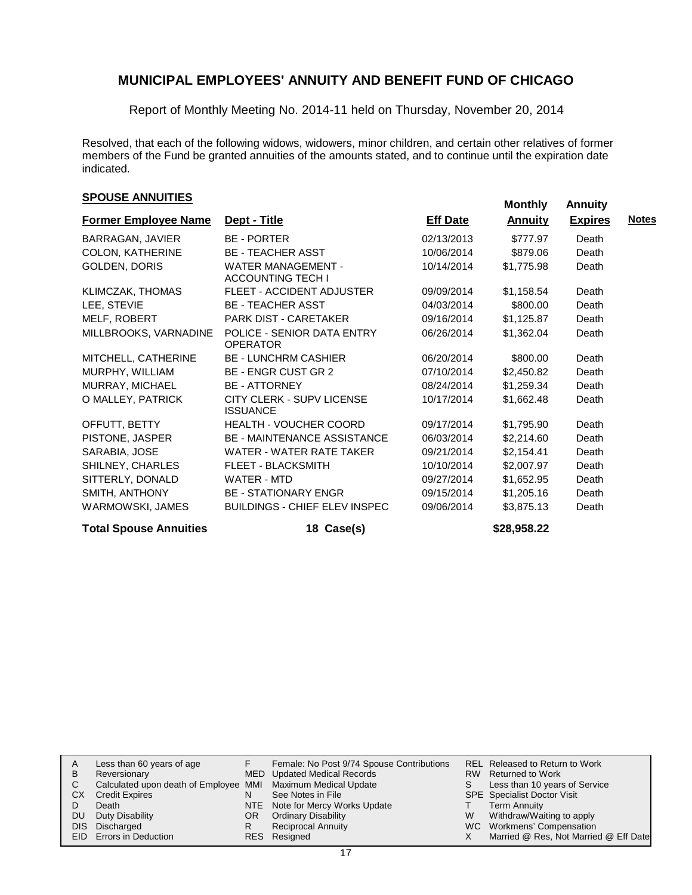# MUNICIPAL EMPLOYEES' ANNUITY AND BENEFIT FUND OF CHICAGO

Report of Monthly Meeting No. 2014-11 held on Thursday, November 20, 2014

Resolved, that each of the following widows, widowers, minor children, and certain other relatives of former members of the Fund be granted annuities of the amounts stated, and to continue until the expiration date indicated.

## SPOUSE ANNUITIES

| Former Employee Name | Dept - Title | Eff Date | Monthly Annuity | Annuity Expires | Notes |
|---|---|---|---|---|---|
| BARRAGAN, JAVIER | BE - PORTER | 02/13/2013 | $777.97 | Death | |
| COLON, KATHERINE | BE - TEACHER ASST | 10/06/2014 | $879.06 | Death | |
| GOLDEN, DORIS | WATER MANAGEMENT - ACCOUNTING TECH I | 10/14/2014 | $1,775.98 | Death | |
| KLIMCZAK, THOMAS | FLEET - ACCIDENT ADJUSTER | 09/09/2014 | $1,158.54 | Death | |
| LEE, STEVIE | BE - TEACHER ASST | 04/03/2014 | $800.00 | Death | |
| MELF, ROBERT | PARK DIST - CARETAKER | 09/16/2014 | $1,125.87 | Death | |
| MILLBROOKS, VARNADINE | POLICE - SENIOR DATA ENTRY OPERATOR | 06/26/2014 | $1,362.04 | Death | |
| MITCHELL, CATHERINE | BE - LUNCHRM CASHIER | 06/20/2014 | $800.00 | Death | |
| MURPHY, WILLIAM | BE - ENGR CUST GR 2 | 07/10/2014 | $2,450.82 | Death | |
| MURRAY, MICHAEL | BE - ATTORNEY | 08/24/2014 | $1,259.34 | Death | |
| O MALLEY, PATRICK | CITY CLERK - SUPV LICENSE ISSUANCE | 10/17/2014 | $1,662.48 | Death | |
| OFFUTT, BETTY | HEALTH - VOUCHER COORD | 09/17/2014 | $1,795.90 | Death | |
| PISTONE, JASPER | BE - MAINTENANCE ASSISTANCE | 06/03/2014 | $2,214.60 | Death | |
| SARABIA, JOSE | WATER - WATER RATE TAKER | 09/21/2014 | $2,154.41 | Death | |
| SHILNEY, CHARLES | FLEET - BLACKSMITH | 10/10/2014 | $2,007.97 | Death | |
| SITTERLY, DONALD | WATER - MTD | 09/27/2014 | $1,652.95 | Death | |
| SMITH, ANTHONY | BE - STATIONARY ENGR | 09/15/2014 | $1,205.16 | Death | |
| WARMOWSKI, JAMES | BUILDINGS - CHIEF ELEV INSPEC | 09/06/2014 | $3,875.13 | Death | |
| **Total Spouse Annuities** | **18 Case(s)** | | **$28,958.22** | | |

| | | | | | |
|---|---|---|---|---|---|
| A | Less than 60 years of age | F | Female: No Post 9/74 Spouse Contributions | REL | Released to Return to Work |
| B | Reversionary | MED | Updated Medical Records | RW | Returned to Work |
| C | Calculated upon death of Employee | MMI | Maximum Medical Update | S | Less than 10 years of Service |
| CX | Credit Expires | N | See Notes in File | SPE | Specialist Doctor Visit |
| D | Death | NTE | Note for Mercy Works Update | T | Term Annuity |
| DU | Duty Disability | OR | Ordinary Disability | W | Withdraw/Waiting to apply |
| DIS | Discharged | R | Reciprocal Annuity | WC | Workmens' Compensation |
| EID | Errors in Deduction | RES | Resigned | X | Married @ Res, Not Married @ Eff Date |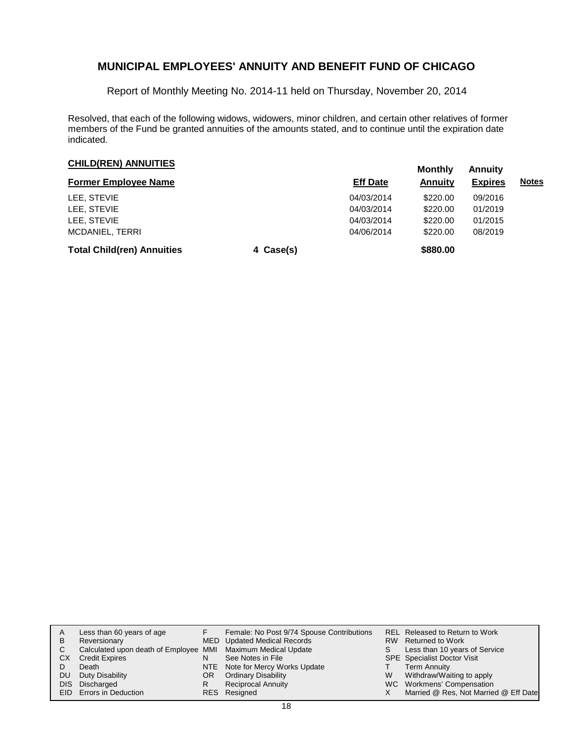# MUNICIPAL EMPLOYEES' ANNUITY AND BENEFIT FUND OF CHICAGO

Report of Monthly Meeting No. 2014-11 held on Thursday, November 20, 2014

Resolved, that each of the following widows, widowers, minor children, and certain other relatives of former members of the Fund be granted annuities of the amounts stated, and to continue until the expiration date indicated.

## CHILD(REN) ANNUITIES

| Former Employee Name | | Eff Date | Monthly Annuity | Annuity Expires | Notes |
|---|---|---|---|---|---|
| LEE, STEVIE | | 04/03/2014 | $220.00 | 09/2016 | |
| LEE, STEVIE | | 04/03/2014 | $220.00 | 01/2019 | |
| LEE, STEVIE | | 04/03/2014 | $220.00 | 01/2015 | |
| MCDANIEL, TERRI | | 04/06/2014 | $220.00 | 08/2019 | |
| **Total Child(ren) Annuities** | **4 Case(s)** | | **$880.00** | | |

| | | | | | |
|---|---|---|---|---|---|
| A | Less than 60 years of age | F | Female: No Post 9/74 Spouse Contributions | REL | Released to Return to Work |
| B | Reversionary | MED | Updated Medical Records | RW | Returned to Work |
| C | Calculated upon death of Employee | MMI | Maximum Medical Update | S | Less than 10 years of Service |
| CX | Credit Expires | N | See Notes in File | SPE | Specialist Doctor Visit |
| D | Death | NTE | Note for Mercy Works Update | T | Term Annuity |
| DU | Duty Disability | OR | Ordinary Disability | W | Withdraw/Waiting to apply |
| DIS | Discharged | R | Reciprocal Annuity | WC | Workmens' Compensation |
| EID | Errors in Deduction | RES | Resigned | X | Married @ Res, Not Married @ Eff Date |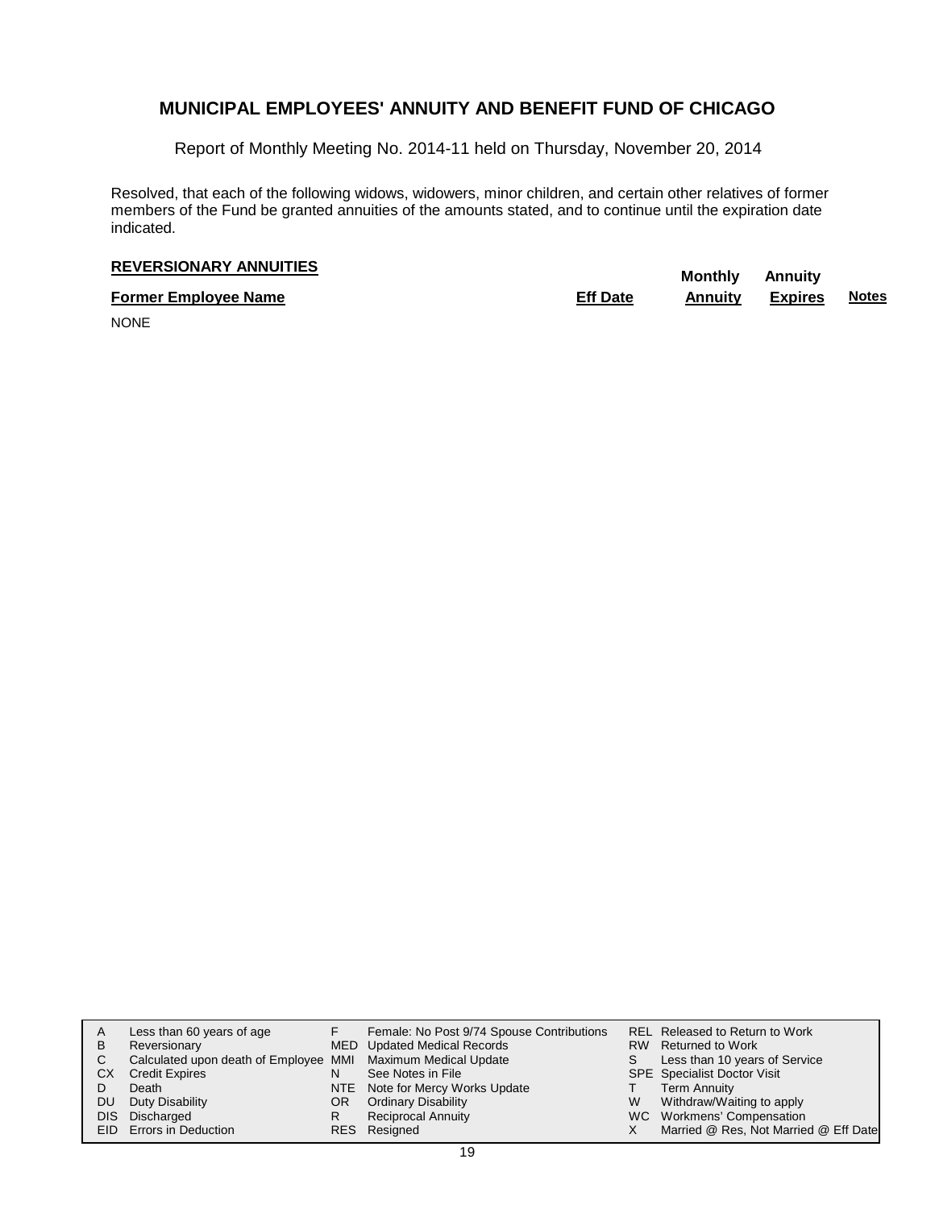## MUNICIPAL EMPLOYEES' ANNUITY AND BENEFIT FUND OF CHICAGO

Report of Monthly Meeting No. 2014-11 held on Thursday, November 20, 2014

Resolved, that each of the following widows, widowers, minor children, and certain other relatives of former members of the Fund be granted annuities of the amounts stated, and to continue until the expiration date indicated.

**REVERSIONARY ANNUITIES**

| Former Employee Name | Eff Date | Monthly Annuity | Annuity Expires | Notes |
|---|---|---|---|---|
| NONE | | | | |

| | | | | | |
|---|---|---|---|---|---|
| A | Less than 60 years of age | F | Female: No Post 9/74 Spouse Contributions | REL | Released to Return to Work |
| B | Reversionary | MED | Updated Medical Records | RW | Returned to Work |
| C | Calculated upon death of Employee | MMI | Maximum Medical Update | S | Less than 10 years of Service |
| CX | Credit Expires | N | See Notes in File | SPE | Specialist Doctor Visit |
| D | Death | NTE | Note for Mercy Works Update | T | Term Annuity |
| DU | Duty Disability | OR | Ordinary Disability | W | Withdraw/Waiting to apply |
| DIS | Discharged | R | Reciprocal Annuity | WC | Workmens' Compensation |
| EID | Errors in Deduction | RES | Resigned | X | Married @ Res, Not Married @ Eff Date |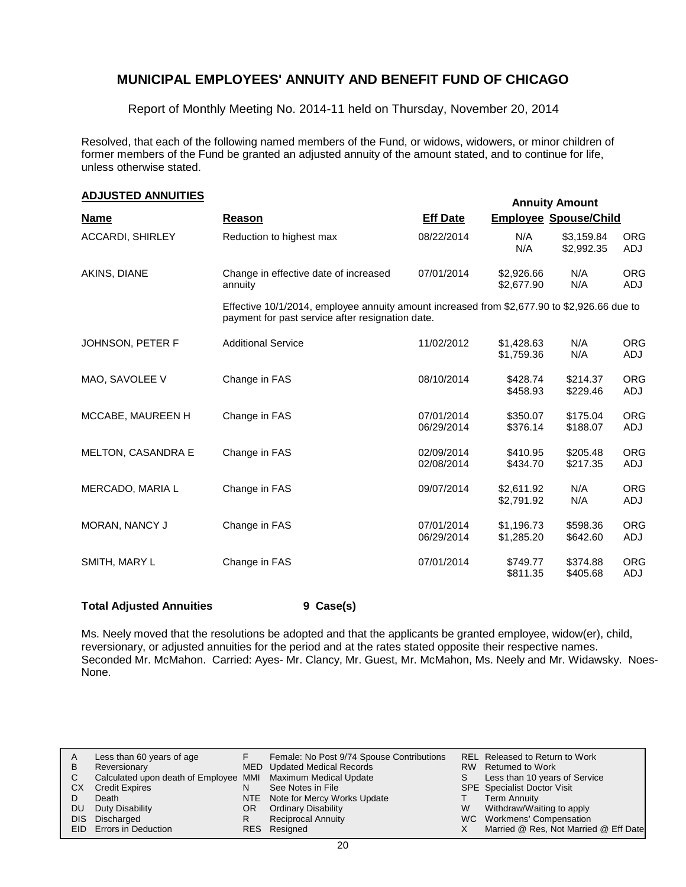# MUNICIPAL EMPLOYEES' ANNUITY AND BENEFIT FUND OF CHICAGO

Report of Monthly Meeting No. 2014-11 held on Thursday, November 20, 2014

Resolved, that each of the following named members of the Fund, or widows, widowers, or minor children of former members of the Fund be granted an adjusted annuity of the amount stated, and to continue for life, unless otherwise stated.

## ADJUSTED ANNUITIES

| Name | Reason | Eff Date | Annuity Amount Employee | Annuity Amount Spouse/Child | |
|---|---|---|---|---|---|
| ACCARDI, SHIRLEY | Reduction to highest max | 08/22/2014 | N/A | $3,159.84 | ORG |
| | | | N/A | $2,992.35 | ADJ |
| AKINS, DIANE | Change in effective date of increased annuity | 07/01/2014 | $2,926.66 | N/A | ORG |
| | | | $2,677.90 | N/A | ADJ |
| | Effective 10/1/2014, employee annuity amount increased from $2,677.90 to $2,926.66 due to payment for past service after resignation date. | | | | |
| JOHNSON, PETER F | Additional Service | 11/02/2012 | $1,428.63 | N/A | ORG |
| | | | $1,759.36 | N/A | ADJ |
| MAO, SAVOLEE V | Change in FAS | 08/10/2014 | $428.74 | $214.37 | ORG |
| | | | $458.93 | $229.46 | ADJ |
| MCCABE, MAUREEN H | Change in FAS | 07/01/2014 | $350.07 | $175.04 | ORG |
| | | 06/29/2014 | $376.14 | $188.07 | ADJ |
| MELTON, CASANDRA E | Change in FAS | 02/09/2014 | $410.95 | $205.48 | ORG |
| | | 02/08/2014 | $434.70 | $217.35 | ADJ |
| MERCADO, MARIA L | Change in FAS | 09/07/2014 | $2,611.92 | N/A | ORG |
| | | | $2,791.92 | N/A | ADJ |
| MORAN, NANCY J | Change in FAS | 07/01/2014 | $1,196.73 | $598.36 | ORG |
| | | 06/29/2014 | $1,285.20 | $642.60 | ADJ |
| SMITH, MARY L | Change in FAS | 07/01/2014 | $749.77 | $374.88 | ORG |
| | | | $811.35 | $405.68 | ADJ |

**Total Adjusted Annuities** **9 Case(s)**

Ms. Neely moved that the resolutions be adopted and that the applicants be granted employee, widow(er), child, reversionary, or adjusted annuities for the period and at the rates stated opposite their respective names. Seconded Mr. McMahon. Carried: Ayes- Mr. Clancy, Mr. Guest, Mr. McMahon, Ms. Neely and Mr. Widawsky. Noes- None.

| | | | | | |
|---|---|---|---|---|---|
| A | Less than 60 years of age | F | Female: No Post 9/74 Spouse Contributions | REL | Released to Return to Work |
| B | Reversionary | MED | Updated Medical Records | RW | Returned to Work |
| C | Calculated upon death of Employee | MMI | Maximum Medical Update | S | Less than 10 years of Service |
| CX | Credit Expires | N | See Notes in File | SPE | Specialist Doctor Visit |
| D | Death | NTE | Note for Mercy Works Update | T | Term Annuity |
| DU | Duty Disability | OR | Ordinary Disability | W | Withdraw/Waiting to apply |
| DIS | Discharged | R | Reciprocal Annuity | WC | Workmens' Compensation |
| EID | Errors in Deduction | RES | Resigned | X | Married @ Res, Not Married @ Eff Date |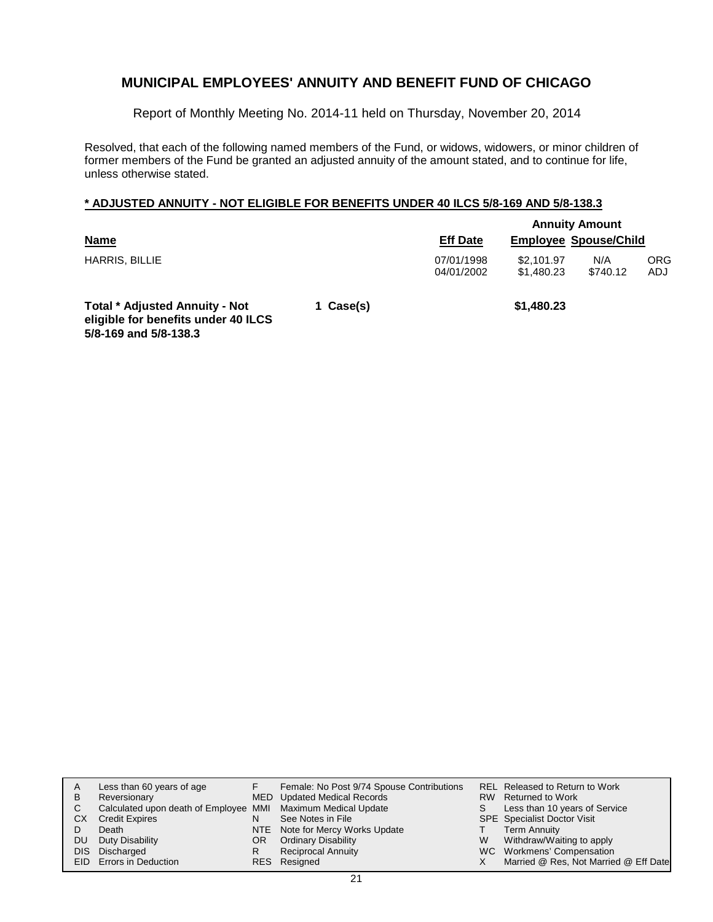## MUNICIPAL EMPLOYEES' ANNUITY AND BENEFIT FUND OF CHICAGO

Report of Monthly Meeting No. 2014-11 held on Thursday, November 20, 2014

Resolved, that each of the following named members of the Fund, or widows, widowers, or minor children of former members of the Fund be granted an adjusted annuity of the amount stated, and to continue for life, unless otherwise stated.

### * ADJUSTED ANNUITY - NOT ELIGIBLE FOR BENEFITS UNDER 40 ILCS 5/8-169 AND 5/8-138.3

| Name | | Eff Date | Annuity Amount Employee | Spouse/Child | |
|---|---|---|---|---|---|
| HARRIS, BILLIE | | 07/01/1998 | $2,101.97 | N/A | ORG |
| | | 04/01/2002 | $1,480.23 | $740.12 | ADJ |
| **Total * Adjusted Annuity - Not eligible for benefits under 40 ILCS 5/8-169 and 5/8-138.3** | **1 Case(s)** | | **$1,480.23** | | |

| | | | | | |
|---|---|---|---|---|---|
| A | Less than 60 years of age | F | Female: No Post 9/74 Spouse Contributions | REL | Released to Return to Work |
| B | Reversionary | MED | Updated Medical Records | RW | Returned to Work |
| C | Calculated upon death of Employee | MMI | Maximum Medical Update | S | Less than 10 years of Service |
| CX | Credit Expires | N | See Notes in File | SPE | Specialist Doctor Visit |
| D | Death | NTE | Note for Mercy Works Update | T | Term Annuity |
| DU | Duty Disability | OR | Ordinary Disability | W | Withdraw/Waiting to apply |
| DIS | Discharged | R | Reciprocal Annuity | WC | Workmens' Compensation |
| EID | Errors in Deduction | RES | Resigned | X | Married @ Res, Not Married @ Eff Date |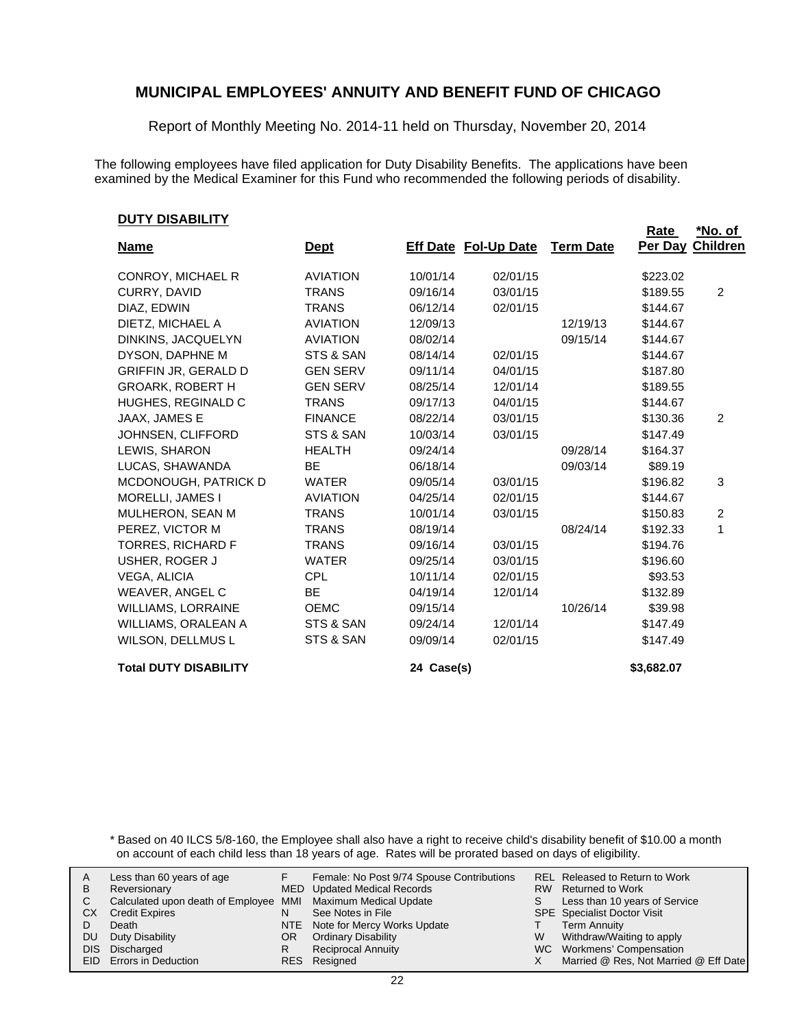# MUNICIPAL EMPLOYEES' ANNUITY AND BENEFIT FUND OF CHICAGO

Report of Monthly Meeting No. 2014-11 held on Thursday, November 20, 2014

The following employees have filed application for Duty Disability Benefits. The applications have been examined by the Medical Examiner for this Fund who recommended the following periods of disability.

**DUTY DISABILITY**

| Name | Dept | Eff Date | Fol-Up Date | Term Date | Rate Per Day | *No. of Children |
|---|---|---|---|---|---|---|
| CONROY, MICHAEL R | AVIATION | 10/01/14 | 02/01/15 | | $223.02 | |
| CURRY, DAVID | TRANS | 09/16/14 | 03/01/15 | | $189.55 | 2 |
| DIAZ, EDWIN | TRANS | 06/12/14 | 02/01/15 | | $144.67 | |
| DIETZ, MICHAEL A | AVIATION | 12/09/13 | | 12/19/13 | $144.67 | |
| DINKINS, JACQUELYN | AVIATION | 08/02/14 | | 09/15/14 | $144.67 | |
| DYSON, DAPHNE M | STS & SAN | 08/14/14 | 02/01/15 | | $144.67 | |
| GRIFFIN JR, GERALD D | GEN SERV | 09/11/14 | 04/01/15 | | $187.80 | |
| GROARK, ROBERT H | GEN SERV | 08/25/14 | 12/01/14 | | $189.55 | |
| HUGHES, REGINALD C | TRANS | 09/17/13 | 04/01/15 | | $144.67 | |
| JAAX, JAMES E | FINANCE | 08/22/14 | 03/01/15 | | $130.36 | 2 |
| JOHNSEN, CLIFFORD | STS & SAN | 10/03/14 | 03/01/15 | | $147.49 | |
| LEWIS, SHARON | HEALTH | 09/24/14 | | 09/28/14 | $164.37 | |
| LUCAS, SHAWANDA | BE | 06/18/14 | | 09/03/14 | $89.19 | |
| MCDONOUGH, PATRICK D | WATER | 09/05/14 | 03/01/15 | | $196.82 | 3 |
| MORELLI, JAMES I | AVIATION | 04/25/14 | 02/01/15 | | $144.67 | |
| MULHERON, SEAN M | TRANS | 10/01/14 | 03/01/15 | | $150.83 | 2 |
| PEREZ, VICTOR M | TRANS | 08/19/14 | | 08/24/14 | $192.33 | 1 |
| TORRES, RICHARD F | TRANS | 09/16/14 | 03/01/15 | | $194.76 | |
| USHER, ROGER J | WATER | 09/25/14 | 03/01/15 | | $196.60 | |
| VEGA, ALICIA | CPL | 10/11/14 | 02/01/15 | | $93.53 | |
| WEAVER, ANGEL C | BE | 04/19/14 | 12/01/14 | | $132.89 | |
| WILLIAMS, LORRAINE | OEMC | 09/15/14 | | 10/26/14 | $39.98 | |
| WILLIAMS, ORALEAN A | STS & SAN | 09/24/14 | 12/01/14 | | $147.49 | |
| WILSON, DELLMUS L | STS & SAN | 09/09/14 | 02/01/15 | | $147.49 | |
| **Total DUTY DISABILITY** | | **24 Case(s)** | | | **$3,682.07** | |

\* Based on 40 ILCS 5/8-160, the Employee shall also have a right to receive child's disability benefit of $10.00 a month on account of each child less than 18 years of age. Rates will be prorated based on days of eligibility.

| | | | | | |
|---|---|---|---|---|---|
| A | Less than 60 years of age | F | Female: No Post 9/74 Spouse Contributions | REL | Released to Return to Work |
| B | Reversionary | MED | Updated Medical Records | RW | Returned to Work |
| C | Calculated upon death of Employee | MMI | Maximum Medical Update | S | Less than 10 years of Service |
| CX | Credit Expires | N | See Notes in File | SPE | Specialist Doctor Visit |
| D | Death | NTE | Note for Mercy Works Update | T | Term Annuity |
| DU | Duty Disability | OR | Ordinary Disability | W | Withdraw/Waiting to apply |
| DIS | Discharged | R | Reciprocal Annuity | WC | Workmens' Compensation |
| EID | Errors in Deduction | RES | Resigned | X | Married @ Res, Not Married @ Eff Date |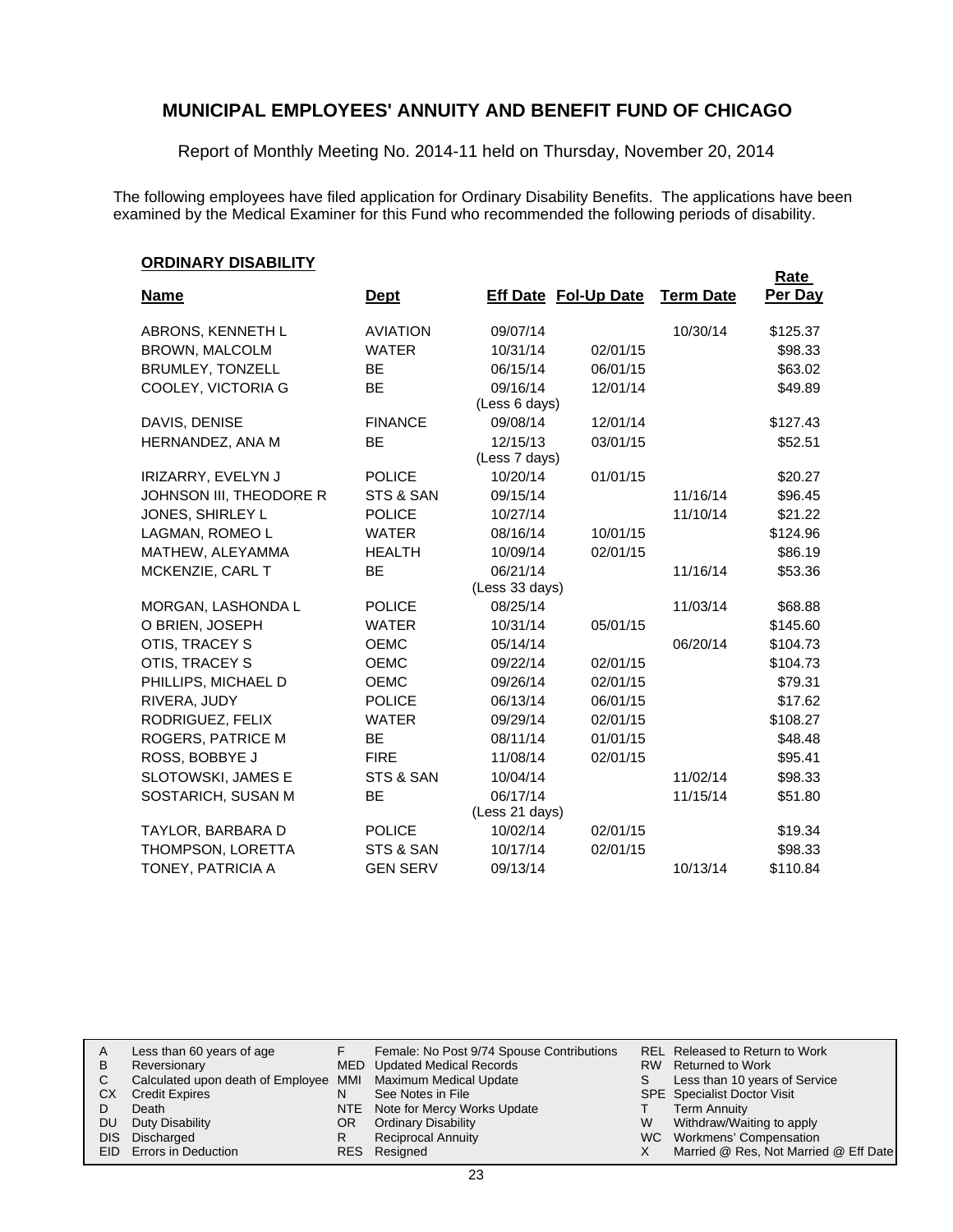# MUNICIPAL EMPLOYEES' ANNUITY AND BENEFIT FUND OF CHICAGO

Report of Monthly Meeting No. 2014-11 held on Thursday, November 20, 2014

The following employees have filed application for Ordinary Disability Benefits. The applications have been examined by the Medical Examiner for this Fund who recommended the following periods of disability.

## ORDINARY DISABILITY

| Name | Dept | Eff Date | Fol-Up Date | Term Date | Rate Per Day |
|---|---|---|---|---|---|
| ABRONS, KENNETH L | AVIATION | 09/07/14 | | 10/30/14 | $125.37 |
| BROWN, MALCOLM | WATER | 10/31/14 | 02/01/15 | | $98.33 |
| BRUMLEY, TONZELL | BE | 06/15/14 | 06/01/15 | | $63.02 |
| COOLEY, VICTORIA G | BE | 09/16/14 (Less 6 days) | 12/01/14 | | $49.89 |
| DAVIS, DENISE | FINANCE | 09/08/14 | 12/01/14 | | $127.43 |
| HERNANDEZ, ANA M | BE | 12/15/13 (Less 7 days) | 03/01/15 | | $52.51 |
| IRIZARRY, EVELYN J | POLICE | 10/20/14 | 01/01/15 | | $20.27 |
| JOHNSON III, THEODORE R | STS & SAN | 09/15/14 | | 11/16/14 | $96.45 |
| JONES, SHIRLEY L | POLICE | 10/27/14 | | 11/10/14 | $21.22 |
| LAGMAN, ROMEO L | WATER | 08/16/14 | 10/01/15 | | $124.96 |
| MATHEW, ALEYAMMA | HEALTH | 10/09/14 | 02/01/15 | | $86.19 |
| MCKENZIE, CARL T | BE | 06/21/14 (Less 33 days) | | 11/16/14 | $53.36 |
| MORGAN, LASHONDA L | POLICE | 08/25/14 | | 11/03/14 | $68.88 |
| O BRIEN, JOSEPH | WATER | 10/31/14 | 05/01/15 | | $145.60 |
| OTIS, TRACEY S | OEMC | 05/14/14 | | 06/20/14 | $104.73 |
| OTIS, TRACEY S | OEMC | 09/22/14 | 02/01/15 | | $104.73 |
| PHILLIPS, MICHAEL D | OEMC | 09/26/14 | 02/01/15 | | $79.31 |
| RIVERA, JUDY | POLICE | 06/13/14 | 06/01/15 | | $17.62 |
| RODRIGUEZ, FELIX | WATER | 09/29/14 | 02/01/15 | | $108.27 |
| ROGERS, PATRICE M | BE | 08/11/14 | 01/01/15 | | $48.48 |
| ROSS, BOBBYE J | FIRE | 11/08/14 | 02/01/15 | | $95.41 |
| SLOTOWSKI, JAMES E | STS & SAN | 10/04/14 | | 11/02/14 | $98.33 |
| SOSTARICH, SUSAN M | BE | 06/17/14 (Less 21 days) | | 11/15/14 | $51.80 |
| TAYLOR, BARBARA D | POLICE | 10/02/14 | 02/01/15 | | $19.34 |
| THOMPSON, LORETTA | STS & SAN | 10/17/14 | 02/01/15 | | $98.33 |
| TONEY, PATRICIA A | GEN SERV | 09/13/14 | | 10/13/14 | $110.84 |

| | | | | | |
|---|---|---|---|---|---|
| A | Less than 60 years of age | F | Female: No Post 9/74 Spouse Contributions | REL | Released to Return to Work |
| B | Reversionary | MED | Updated Medical Records | RW | Returned to Work |
| C | Calculated upon death of Employee | MMI | Maximum Medical Update | S | Less than 10 years of Service |
| CX | Credit Expires | N | See Notes in File | SPE | Specialist Doctor Visit |
| D | Death | NTE | Note for Mercy Works Update | T | Term Annuity |
| DU | Duty Disability | OR | Ordinary Disability | W | Withdraw/Waiting to apply |
| DIS | Discharged | R | Reciprocal Annuity | WC | Workmens' Compensation |
| EID | Errors in Deduction | RES | Resigned | X | Married @ Res, Not Married @ Eff Date |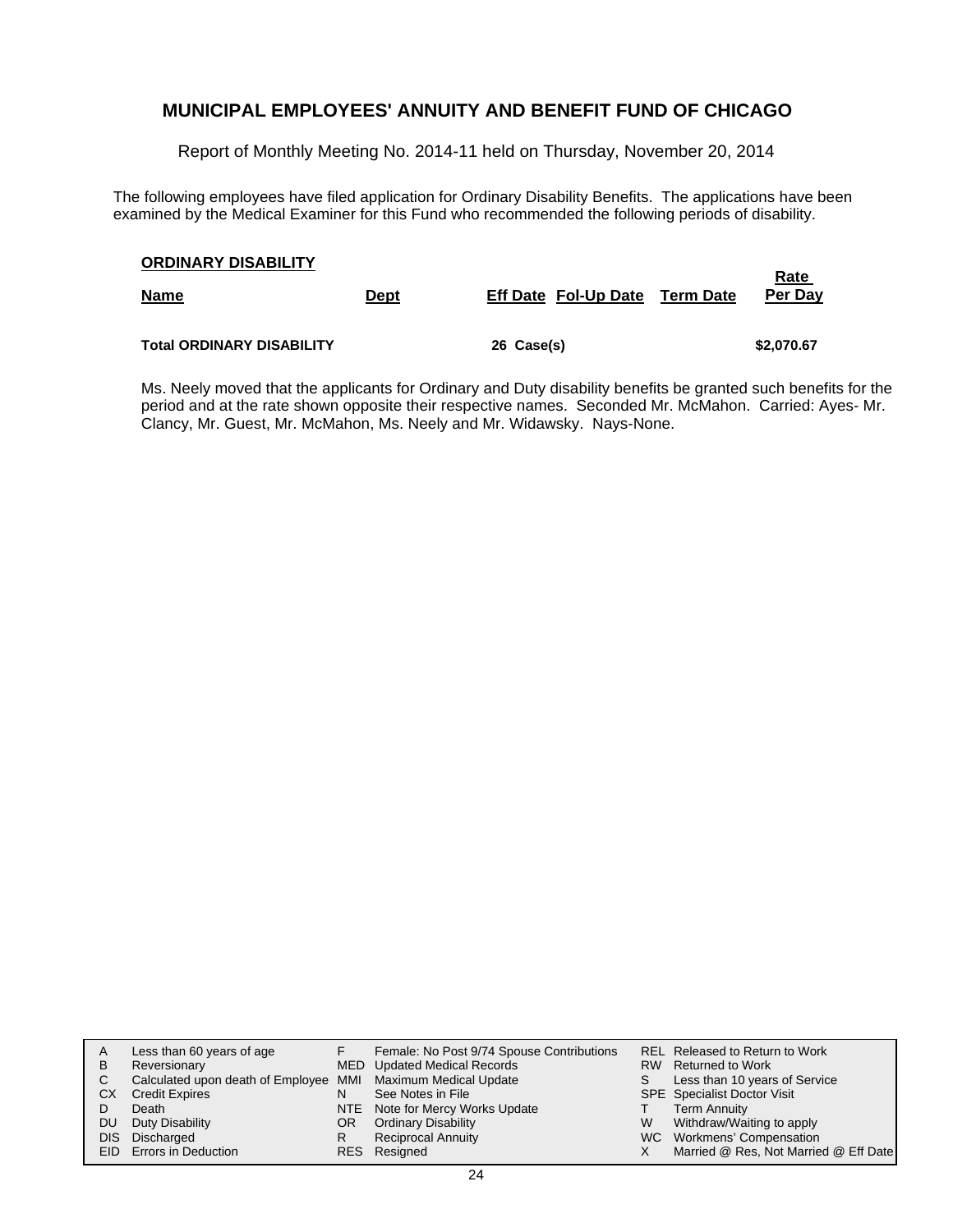## MUNICIPAL EMPLOYEES' ANNUITY AND BENEFIT FUND OF CHICAGO

Report of Monthly Meeting No. 2014-11 held on Thursday, November 20, 2014

The following employees have filed application for Ordinary Disability Benefits. The applications have been examined by the Medical Examiner for this Fund who recommended the following periods of disability.

**ORDINARY DISABILITY**

| Name | Dept | Eff Date | Fol-Up Date | Term Date | Rate Per Day |
|---|---|---|---|---|---|
| **Total ORDINARY DISABILITY** | | **26 Case(s)** | | | **$2,070.67** |

Ms. Neely moved that the applicants for Ordinary and Duty disability benefits be granted such benefits for the period and at the rate shown opposite their respective names. Seconded Mr. McMahon. Carried: Ayes- Mr. Clancy, Mr. Guest, Mr. McMahon, Ms. Neely and Mr. Widawsky. Nays-None.

| | | | | | |
|---|---|---|---|---|---|
| A | Less than 60 years of age | F | Female: No Post 9/74 Spouse Contributions | REL | Released to Return to Work |
| B | Reversionary | MED | Updated Medical Records | RW | Returned to Work |
| C | Calculated upon death of Employee | MMI | Maximum Medical Update | S | Less than 10 years of Service |
| CX | Credit Expires | N | See Notes in File | SPE | Specialist Doctor Visit |
| D | Death | NTE | Note for Mercy Works Update | T | Term Annuity |
| DU | Duty Disability | OR | Ordinary Disability | W | Withdraw/Waiting to apply |
| DIS | Discharged | R | Reciprocal Annuity | WC | Workmens' Compensation |
| EID | Errors in Deduction | RES | Resigned | X | Married @ Res, Not Married @ Eff Date |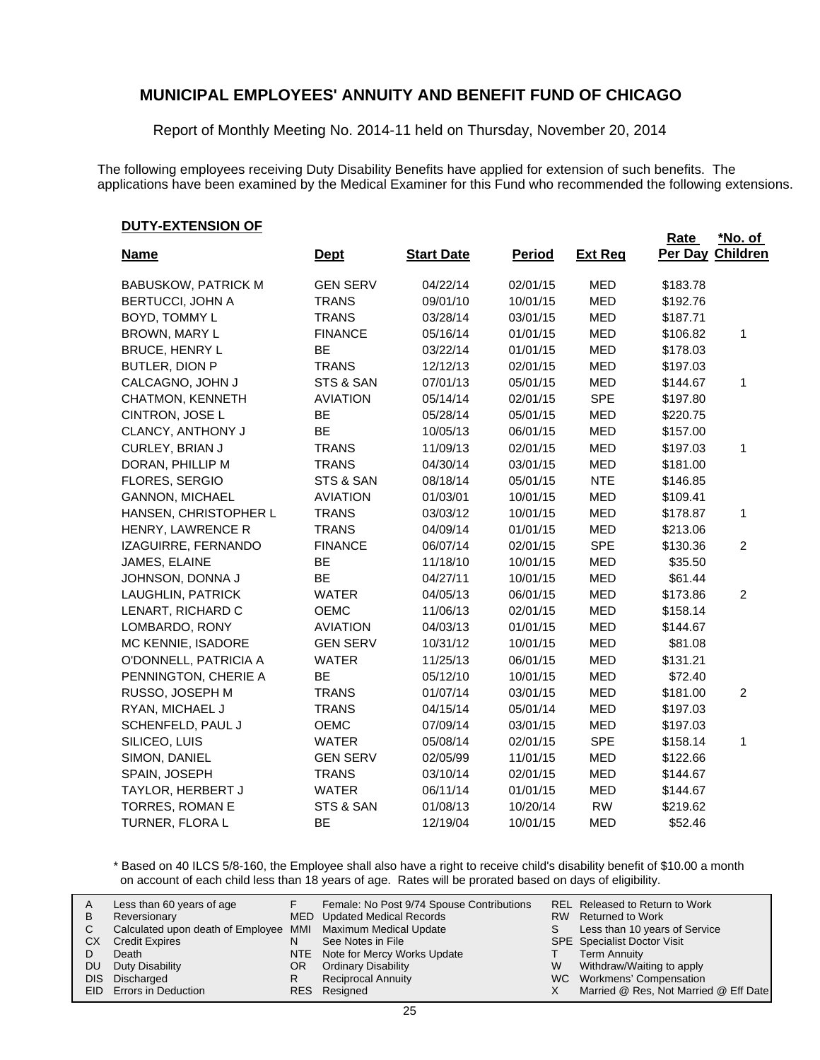# MUNICIPAL EMPLOYEES' ANNUITY AND BENEFIT FUND OF CHICAGO

Report of Monthly Meeting No. 2014-11 held on Thursday, November 20, 2014

The following employees receiving Duty Disability Benefits have applied for extension of such benefits. The applications have been examined by the Medical Examiner for this Fund who recommended the following extensions.

**DUTY-EXTENSION OF**

| Name | Dept | Start Date | Period | Ext Req | Rate Per Day | *No. of Children |
|---|---|---|---|---|---|---|
| BABUSKOW, PATRICK M | GEN SERV | 04/22/14 | 02/01/15 | MED | $183.78 | |
| BERTUCCI, JOHN A | TRANS | 09/01/10 | 10/01/15 | MED | $192.76 | |
| BOYD, TOMMY L | TRANS | 03/28/14 | 03/01/15 | MED | $187.71 | |
| BROWN, MARY L | FINANCE | 05/16/14 | 01/01/15 | MED | $106.82 | 1 |
| BRUCE, HENRY L | BE | 03/22/14 | 01/01/15 | MED | $178.03 | |
| BUTLER, DION P | TRANS | 12/12/13 | 02/01/15 | MED | $197.03 | |
| CALCAGNO, JOHN J | STS & SAN | 07/01/13 | 05/01/15 | MED | $144.67 | 1 |
| CHATMON, KENNETH | AVIATION | 05/14/14 | 02/01/15 | SPE | $197.80 | |
| CINTRON, JOSE L | BE | 05/28/14 | 05/01/15 | MED | $220.75 | |
| CLANCY, ANTHONY J | BE | 10/05/13 | 06/01/15 | MED | $157.00 | |
| CURLEY, BRIAN J | TRANS | 11/09/13 | 02/01/15 | MED | $197.03 | 1 |
| DORAN, PHILLIP M | TRANS | 04/30/14 | 03/01/15 | MED | $181.00 | |
| FLORES, SERGIO | STS & SAN | 08/18/14 | 05/01/15 | NTE | $146.85 | |
| GANNON, MICHAEL | AVIATION | 01/03/01 | 10/01/15 | MED | $109.41 | |
| HANSEN, CHRISTOPHER L | TRANS | 03/03/12 | 10/01/15 | MED | $178.87 | 1 |
| HENRY, LAWRENCE R | TRANS | 04/09/14 | 01/01/15 | MED | $213.06 | |
| IZAGUIRRE, FERNANDO | FINANCE | 06/07/14 | 02/01/15 | SPE | $130.36 | 2 |
| JAMES, ELAINE | BE | 11/18/10 | 10/01/15 | MED | $35.50 | |
| JOHNSON, DONNA J | BE | 04/27/11 | 10/01/15 | MED | $61.44 | |
| LAUGHLIN, PATRICK | WATER | 04/05/13 | 06/01/15 | MED | $173.86 | 2 |
| LENART, RICHARD C | OEMC | 11/06/13 | 02/01/15 | MED | $158.14 | |
| LOMBARDO, RONY | AVIATION | 04/03/13 | 01/01/15 | MED | $144.67 | |
| MC KENNIE, ISADORE | GEN SERV | 10/31/12 | 10/01/15 | MED | $81.08 | |
| O'DONNELL, PATRICIA A | WATER | 11/25/13 | 06/01/15 | MED | $131.21 | |
| PENNINGTON, CHERIE A | BE | 05/12/10 | 10/01/15 | MED | $72.40 | |
| RUSSO, JOSEPH M | TRANS | 01/07/14 | 03/01/15 | MED | $181.00 | 2 |
| RYAN, MICHAEL J | TRANS | 04/15/14 | 05/01/14 | MED | $197.03 | |
| SCHENFELD, PAUL J | OEMC | 07/09/14 | 03/01/15 | MED | $197.03 | |
| SILICEO, LUIS | WATER | 05/08/14 | 02/01/15 | SPE | $158.14 | 1 |
| SIMON, DANIEL | GEN SERV | 02/05/99 | 11/01/15 | MED | $122.66 | |
| SPAIN, JOSEPH | TRANS | 03/10/14 | 02/01/15 | MED | $144.67 | |
| TAYLOR, HERBERT J | WATER | 06/11/14 | 01/01/15 | MED | $144.67 | |
| TORRES, ROMAN E | STS & SAN | 01/08/13 | 10/20/14 | RW | $219.62 | |
| TURNER, FLORA L | BE | 12/19/04 | 10/01/15 | MED | $52.46 | |

\* Based on 40 ILCS 5/8-160, the Employee shall also have a right to receive child's disability benefit of $10.00 a month on account of each child less than 18 years of age. Rates will be prorated based on days of eligibility.

| | | | | | |
|---|---|---|---|---|---|
| A | Less than 60 years of age | F | Female: No Post 9/74 Spouse Contributions | REL | Released to Return to Work |
| B | Reversionary | MED | Updated Medical Records | RW | Returned to Work |
| C | Calculated upon death of Employee | MMI | Maximum Medical Update | S | Less than 10 years of Service |
| CX | Credit Expires | N | See Notes in File | SPE | Specialist Doctor Visit |
| D | Death | NTE | Note for Mercy Works Update | T | Term Annuity |
| DU | Duty Disability | OR | Ordinary Disability | W | Withdraw/Waiting to apply |
| DIS | Discharged | R | Reciprocal Annuity | WC | Workmens' Compensation |
| EID | Errors in Deduction | RES | Resigned | X | Married @ Res, Not Married @ Eff Date |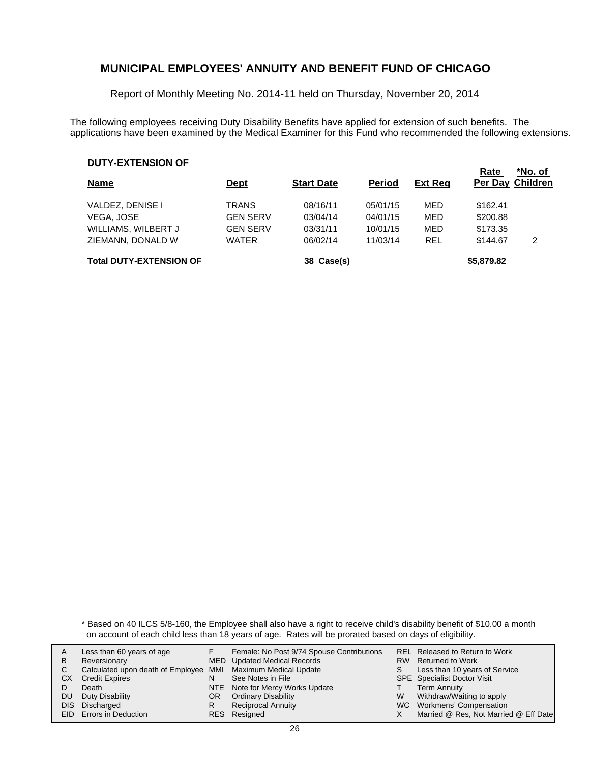## MUNICIPAL EMPLOYEES' ANNUITY AND BENEFIT FUND OF CHICAGO

Report of Monthly Meeting No. 2014-11 held on Thursday, November 20, 2014

The following employees receiving Duty Disability Benefits have applied for extension of such benefits. The applications have been examined by the Medical Examiner for this Fund who recommended the following extensions.

**DUTY-EXTENSION OF**

| Name | Dept | Start Date | Period | Ext Req | Rate Per Day | *No. of Children |
|---|---|---|---|---|---|---|
| VALDEZ, DENISE I | TRANS | 08/16/11 | 05/01/15 | MED | $162.41 | |
| VEGA, JOSE | GEN SERV | 03/04/14 | 04/01/15 | MED | $200.88 | |
| WILLIAMS, WILBERT J | GEN SERV | 03/31/11 | 10/01/15 | MED | $173.35 | |
| ZIEMANN, DONALD W | WATER | 06/02/14 | 11/03/14 | REL | $144.67 | 2 |
| **Total DUTY-EXTENSION OF** | | **38 Case(s)** | | | **$5,879.82** | |

* Based on 40 ILCS 5/8-160, the Employee shall also have a right to receive child's disability benefit of $10.00 a month on account of each child less than 18 years of age. Rates will be prorated based on days of eligibility.

| | | | | | |
|---|---|---|---|---|---|
| A | Less than 60 years of age | F | Female: No Post 9/74 Spouse Contributions | REL | Released to Return to Work |
| B | Reversionary | MED | Updated Medical Records | RW | Returned to Work |
| C | Calculated upon death of Employee | MMI | Maximum Medical Update | S | Less than 10 years of Service |
| CX | Credit Expires | N | See Notes in File | SPE | Specialist Doctor Visit |
| D | Death | NTE | Note for Mercy Works Update | T | Term Annuity |
| DU | Duty Disability | OR | Ordinary Disability | W | Withdraw/Waiting to apply |
| DIS | Discharged | R | Reciprocal Annuity | WC | Workmens' Compensation |
| EID | Errors in Deduction | RES | Resigned | X | Married @ Res, Not Married @ Eff Date |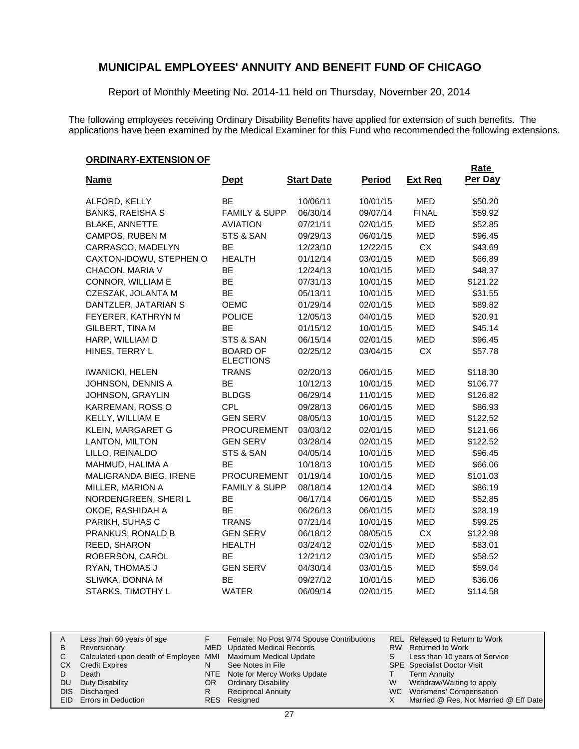## MUNICIPAL EMPLOYEES' ANNUITY AND BENEFIT FUND OF CHICAGO

Report of Monthly Meeting No. 2014-11 held on Thursday, November 20, 2014

The following employees receiving Ordinary Disability Benefits have applied for extension of such benefits. The applications have been examined by the Medical Examiner for this Fund who recommended the following extensions.

### ORDINARY-EXTENSION OF

| Name | Dept | Start Date | Period | Ext Req | Rate Per Day |
|---|---|---|---|---|---|
| ALFORD, KELLY | BE | 10/06/11 | 10/01/15 | MED | $50.20 |
| BANKS, RAEISHA S | FAMILY & SUPP | 06/30/14 | 09/07/14 | FINAL | $59.92 |
| BLAKE, ANNETTE | AVIATION | 07/21/11 | 02/01/15 | MED | $52.85 |
| CAMPOS, RUBEN M | STS & SAN | 09/29/13 | 06/01/15 | MED | $96.45 |
| CARRASCO, MADELYN | BE | 12/23/10 | 12/22/15 | CX | $43.69 |
| CAXTON-IDOWU, STEPHEN O | HEALTH | 01/12/14 | 03/01/15 | MED | $66.89 |
| CHACON, MARIA V | BE | 12/24/13 | 10/01/15 | MED | $48.37 |
| CONNOR, WILLIAM E | BE | 07/31/13 | 10/01/15 | MED | $121.22 |
| CZESZAK, JOLANTA M | BE | 05/13/11 | 10/01/15 | MED | $31.55 |
| DANTZLER, JATARIAN S | OEMC | 01/29/14 | 02/01/15 | MED | $89.82 |
| FEYERER, KATHRYN M | POLICE | 12/05/13 | 04/01/15 | MED | $20.91 |
| GILBERT, TINA M | BE | 01/15/12 | 10/01/15 | MED | $45.14 |
| HARP, WILLIAM D | STS & SAN | 06/15/14 | 02/01/15 | MED | $96.45 |
| HINES, TERRY L | BOARD OF ELECTIONS | 02/25/12 | 03/04/15 | CX | $57.78 |
| IWANICKI, HELEN | TRANS | 02/20/13 | 06/01/15 | MED | $118.30 |
| JOHNSON, DENNIS A | BE | 10/12/13 | 10/01/15 | MED | $106.77 |
| JOHNSON, GRAYLIN | BLDGS | 06/29/14 | 11/01/15 | MED | $126.82 |
| KARREMAN, ROSS O | CPL | 09/28/13 | 06/01/15 | MED | $86.93 |
| KELLY, WILLIAM E | GEN SERV | 08/05/13 | 10/01/15 | MED | $122.52 |
| KLEIN, MARGARET G | PROCUREMENT | 03/03/12 | 02/01/15 | MED | $121.66 |
| LANTON, MILTON | GEN SERV | 03/28/14 | 02/01/15 | MED | $122.52 |
| LILLO, REINALDO | STS & SAN | 04/05/14 | 10/01/15 | MED | $96.45 |
| MAHMUD, HALIMA A | BE | 10/18/13 | 10/01/15 | MED | $66.06 |
| MALIGRANDA BIEG, IRENE | PROCUREMENT | 01/19/14 | 10/01/15 | MED | $101.03 |
| MILLER, MARION A | FAMILY & SUPP | 08/18/14 | 12/01/14 | MED | $86.19 |
| NORDENGREEN, SHERI L | BE | 06/17/14 | 06/01/15 | MED | $52.85 |
| OKOE, RASHIDAH A | BE | 06/26/13 | 06/01/15 | MED | $28.19 |
| PARIKH, SUHAS C | TRANS | 07/21/14 | 10/01/15 | MED | $99.25 |
| PRANKUS, RONALD B | GEN SERV | 06/18/12 | 08/05/15 | CX | $122.98 |
| REED, SHARON | HEALTH | 03/24/12 | 02/01/15 | MED | $83.01 |
| ROBERSON, CAROL | BE | 12/21/12 | 03/01/15 | MED | $58.52 |
| RYAN, THOMAS J | GEN SERV | 04/30/14 | 03/01/15 | MED | $59.04 |
| SLIWKA, DONNA M | BE | 09/27/12 | 10/01/15 | MED | $36.06 |
| STARKS, TIMOTHY L | WATER | 06/09/14 | 02/01/15 | MED | $114.58 |

| | | | | | |
|---|---|---|---|---|---|
| A | Less than 60 years of age | F | Female: No Post 9/74 Spouse Contributions | REL | Released to Return to Work |
| B | Reversionary | MED | Updated Medical Records | RW | Returned to Work |
| C | Calculated upon death of Employee | MMI | Maximum Medical Update | S | Less than 10 years of Service |
| CX | Credit Expires | N | See Notes in File | SPE | Specialist Doctor Visit |
| D | Death | NTE | Note for Mercy Works Update | T | Term Annuity |
| DU | Duty Disability | OR | Ordinary Disability | W | Withdraw/Waiting to apply |
| DIS | Discharged | R | Reciprocal Annuity | WC | Workmens' Compensation |
| EID | Errors in Deduction | RES | Resigned | X | Married @ Res, Not Married @ Eff Date |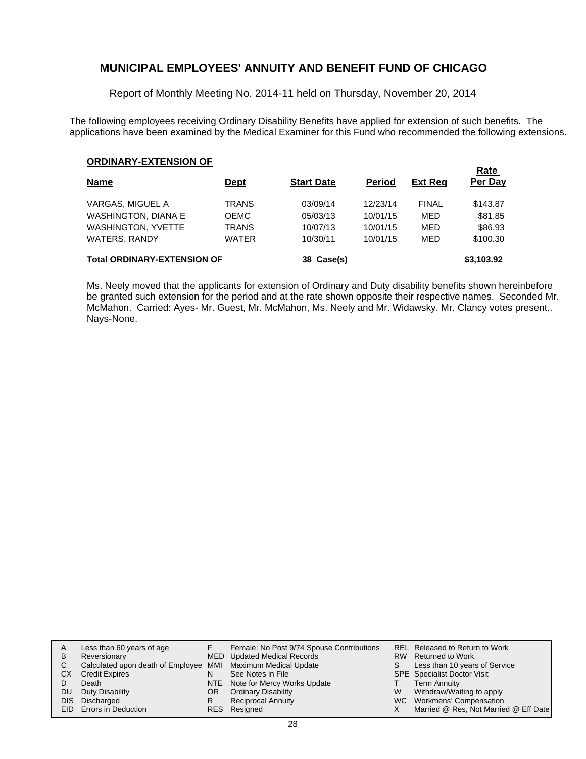## MUNICIPAL EMPLOYEES' ANNUITY AND BENEFIT FUND OF CHICAGO

Report of Monthly Meeting No. 2014-11 held on Thursday, November 20, 2014

The following employees receiving Ordinary Disability Benefits have applied for extension of such benefits. The applications have been examined by the Medical Examiner for this Fund who recommended the following extensions.

**ORDINARY-EXTENSION OF**

| Name | Dept | Start Date | Period | Ext Req | Rate Per Day |
|---|---|---|---|---|---|
| VARGAS, MIGUEL A | TRANS | 03/09/14 | 12/23/14 | FINAL | $143.87 |
| WASHINGTON, DIANA E | OEMC | 05/03/13 | 10/01/15 | MED | $81.85 |
| WASHINGTON, YVETTE | TRANS | 10/07/13 | 10/01/15 | MED | $86.93 |
| WATERS, RANDY | WATER | 10/30/11 | 10/01/15 | MED | $100.30 |
| **Total ORDINARY-EXTENSION OF** | | **38 Case(s)** | | | **$3,103.92** |

Ms. Neely moved that the applicants for extension of Ordinary and Duty disability benefits shown hereinbefore be granted such extension for the period and at the rate shown opposite their respective names. Seconded Mr. McMahon. Carried: Ayes- Mr. Guest, Mr. McMahon, Ms. Neely and Mr. Widawsky. Mr. Clancy votes present.. Nays-None.

| | | | | | |
|---|---|---|---|---|---|
| A | Less than 60 years of age | F | Female: No Post 9/74 Spouse Contributions | REL | Released to Return to Work |
| B | Reversionary | MED | Updated Medical Records | RW | Returned to Work |
| C | Calculated upon death of Employee | MMI | Maximum Medical Update | S | Less than 10 years of Service |
| CX | Credit Expires | N | See Notes in File | SPE | Specialist Doctor Visit |
| D | Death | NTE | Note for Mercy Works Update | T | Term Annuity |
| DU | Duty Disability | OR | Ordinary Disability | W | Withdraw/Waiting to apply |
| DIS | Discharged | R | Reciprocal Annuity | WC | Workmens' Compensation |
| EID | Errors in Deduction | RES | Resigned | X | Married @ Res, Not Married @ Eff Date |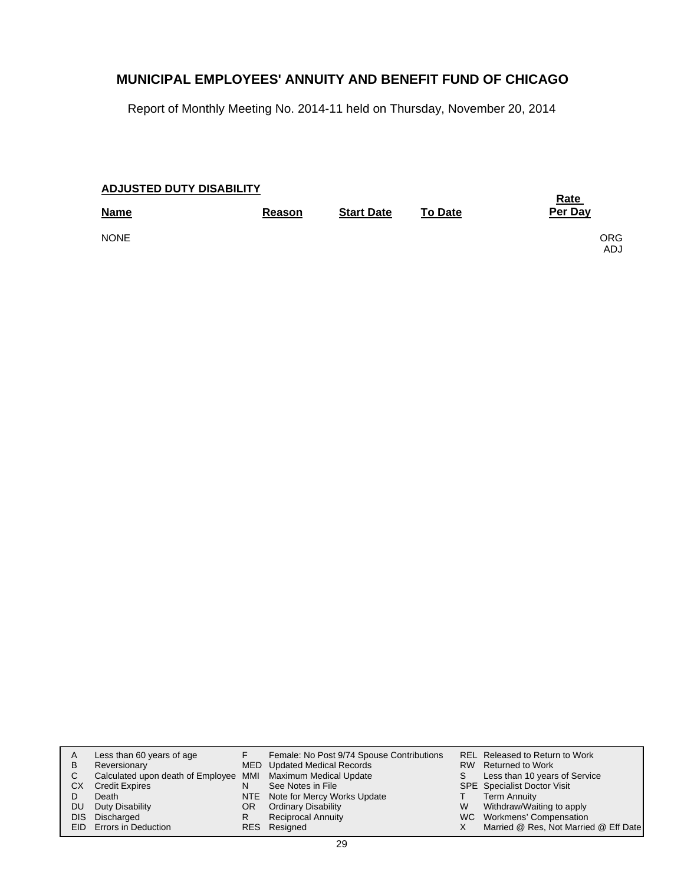# MUNICIPAL EMPLOYEES' ANNUITY AND BENEFIT FUND OF CHICAGO

Report of Monthly Meeting No. 2014-11 held on Thursday, November 20, 2014

**ADJUSTED DUTY DISABILITY**

| Name | Reason | Start Date | To Date | Rate Per Day |
|---|---|---|---|---|
| NONE | | | | ORG<br>ADJ |

| | | | | | |
|---|---|---|---|---|---|
| A | Less than 60 years of age | F | Female: No Post 9/74 Spouse Contributions | REL | Released to Return to Work |
| B | Reversionary | MED | Updated Medical Records | RW | Returned to Work |
| C | Calculated upon death of Employee | MMI | Maximum Medical Update | S | Less than 10 years of Service |
| CX | Credit Expires | N | See Notes in File | SPE | Specialist Doctor Visit |
| D | Death | NTE | Note for Mercy Works Update | T | Term Annuity |
| DU | Duty Disability | OR | Ordinary Disability | W | Withdraw/Waiting to apply |
| DIS | Discharged | R | Reciprocal Annuity | WC | Workmens' Compensation |
| EID | Errors in Deduction | RES | Resigned | X | Married @ Res, Not Married @ Eff Date |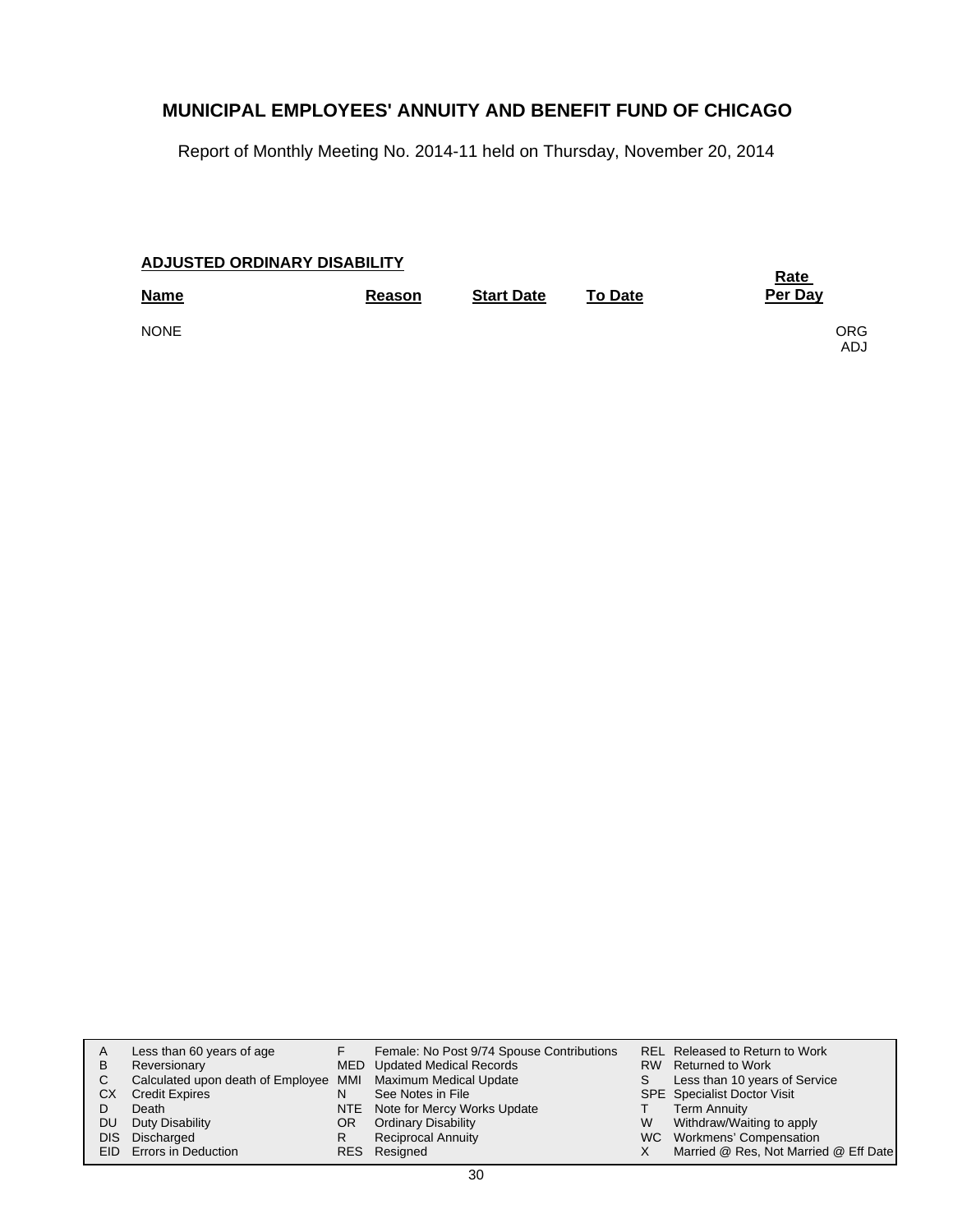# MUNICIPAL EMPLOYEES' ANNUITY AND BENEFIT FUND OF CHICAGO

Report of Monthly Meeting No. 2014-11 held on Thursday, November 20, 2014

**ADJUSTED ORDINARY DISABILITY**

| Name | Reason | Start Date | To Date | Rate Per Day |
|---|---|---|---|---|
| NONE | | | | ORG ADJ |

| | | | | | |
|---|---|---|---|---|---|
| A | Less than 60 years of age | F | Female: No Post 9/74 Spouse Contributions | REL | Released to Return to Work |
| B | Reversionary | MED | Updated Medical Records | RW | Returned to Work |
| C | Calculated upon death of Employee | MMI | Maximum Medical Update | S | Less than 10 years of Service |
| CX | Credit Expires | N | See Notes in File | SPE | Specialist Doctor Visit |
| D | Death | NTE | Note for Mercy Works Update | T | Term Annuity |
| DU | Duty Disability | OR | Ordinary Disability | W | Withdraw/Waiting to apply |
| DIS | Discharged | R | Reciprocal Annuity | WC | Workmens' Compensation |
| EID | Errors in Deduction | RES | Resigned | X | Married @ Res, Not Married @ Eff Date |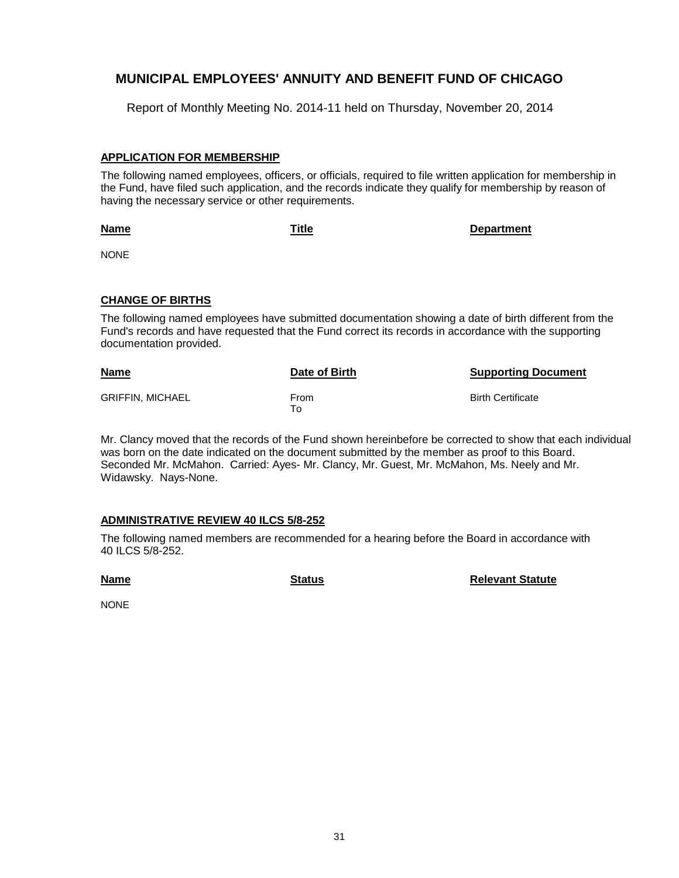# MUNICIPAL EMPLOYEES' ANNUITY AND BENEFIT FUND OF CHICAGO

Report of Monthly Meeting No. 2014-11 held on Thursday, November 20, 2014

## APPLICATION FOR MEMBERSHIP

The following named employees, officers, or officials, required to file written application for membership in the Fund, have filed such application, and the records indicate they qualify for membership by reason of having the necessary service or other requirements.

| Name | Title | Department |
|---|---|---|
| NONE | | |

## CHANGE OF BIRTHS

The following named employees have submitted documentation showing a date of birth different from the Fund's records and have requested that the Fund correct its records in accordance with the supporting documentation provided.

| Name | Date of Birth | Supporting Document |
|---|---|---|
| GRIFFIN, MICHAEL | From<br>To | Birth Certificate |

Mr. Clancy moved that the records of the Fund shown hereinbefore be corrected to show that each individual was born on the date indicated on the document submitted by the member as proof to this Board. Seconded Mr. McMahon. Carried: Ayes- Mr. Clancy, Mr. Guest, Mr. McMahon, Ms. Neely and Mr. Widawsky. Nays-None.

## ADMINISTRATIVE REVIEW 40 ILCS 5/8-252

The following named members are recommended for a hearing before the Board in accordance with 40 ILCS 5/8-252.

| Name | Status | Relevant Statute |
|---|---|---|
| NONE | | |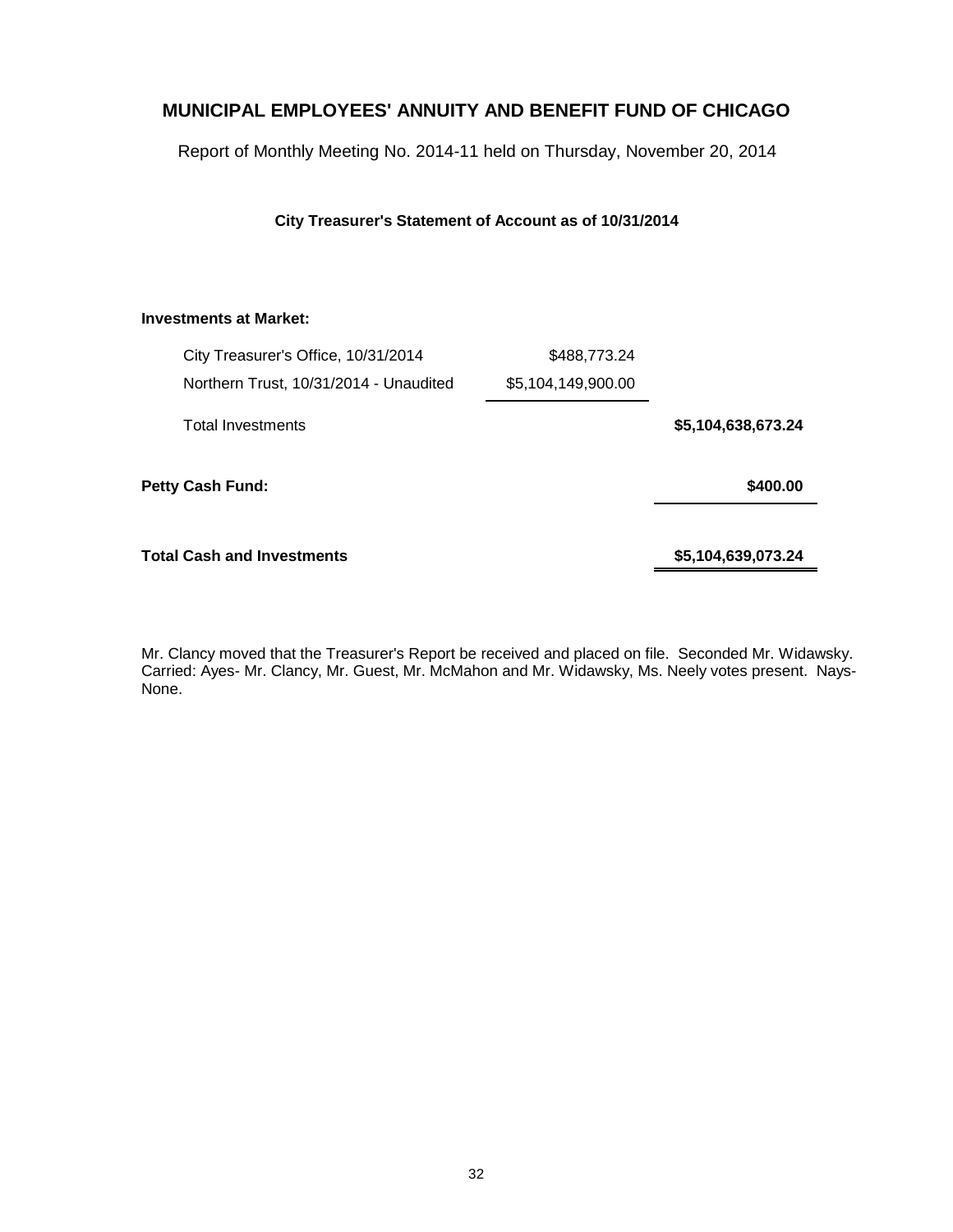# MUNICIPAL EMPLOYEES' ANNUITY AND BENEFIT FUND OF CHICAGO

Report of Monthly Meeting No. 2014-11 held on Thursday, November 20, 2014

**City Treasurer's Statement of Account as of 10/31/2014**

| | | |
|---|---|---|
| **Investments at Market:** | | |
| City Treasurer's Office, 10/31/2014 | $488,773.24 | |
| Northern Trust, 10/31/2014 - Unaudited | $5,104,149,900.00 | |
| Total Investments | | **$5,104,638,673.24** |
| **Petty Cash Fund:** | | **$400.00** |
| **Total Cash and Investments** | | **$5,104,639,073.24** |

Mr. Clancy moved that the Treasurer's Report be received and placed on file. Seconded Mr. Widawsky. Carried: Ayes- Mr. Clancy, Mr. Guest, Mr. McMahon and Mr. Widawsky, Ms. Neely votes present. Nays- None.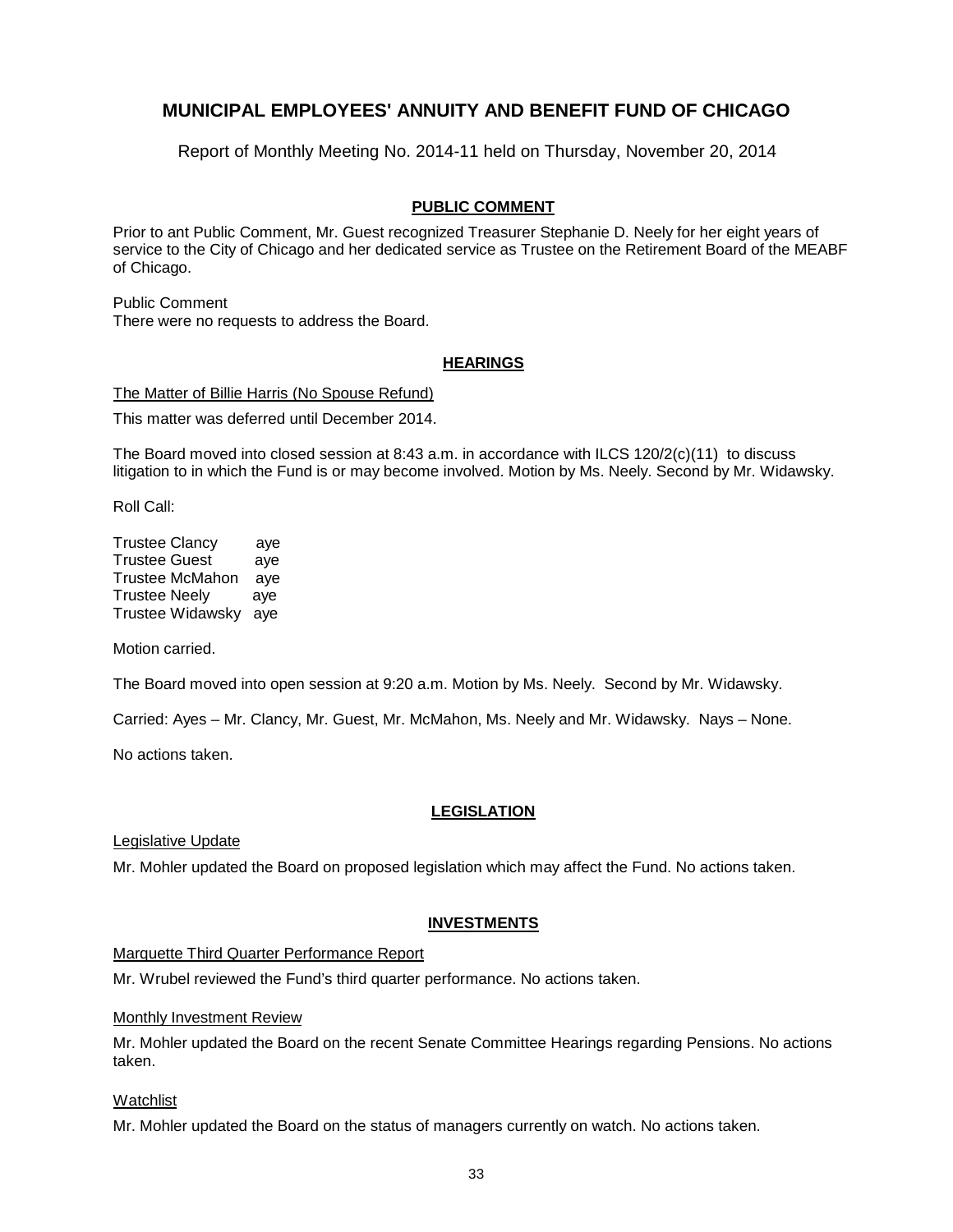# MUNICIPAL EMPLOYEES' ANNUITY AND BENEFIT FUND OF CHICAGO

Report of Monthly Meeting No. 2014-11 held on Thursday, November 20, 2014

## PUBLIC COMMENT

Prior to ant Public Comment, Mr. Guest recognized Treasurer Stephanie D. Neely for her eight years of service to the City of Chicago and her dedicated service as Trustee on the Retirement Board of the MEABF of Chicago.

Public Comment
There were no requests to address the Board.

## HEARINGS

The Matter of Billie Harris (No Spouse Refund)

This matter was deferred until December 2014.

The Board moved into closed session at 8:43 a.m. in accordance with ILCS 120/2(c)(11) to discuss litigation to in which the Fund is or may become involved. Motion by Ms. Neely. Second by Mr. Widawsky.

Roll Call:

Trustee Clancy aye
Trustee Guest aye
Trustee McMahon aye
Trustee Neely aye
Trustee Widawsky aye

Motion carried.

The Board moved into open session at 9:20 a.m. Motion by Ms. Neely. Second by Mr. Widawsky.

Carried: Ayes – Mr. Clancy, Mr. Guest, Mr. McMahon, Ms. Neely and Mr. Widawsky. Nays – None.

No actions taken.

## LEGISLATION

Legislative Update

Mr. Mohler updated the Board on proposed legislation which may affect the Fund. No actions taken.

## INVESTMENTS

Marquette Third Quarter Performance Report

Mr. Wrubel reviewed the Fund's third quarter performance. No actions taken.

Monthly Investment Review

Mr. Mohler updated the Board on the recent Senate Committee Hearings regarding Pensions. No actions taken.

Watchlist

Mr. Mohler updated the Board on the status of managers currently on watch. No actions taken.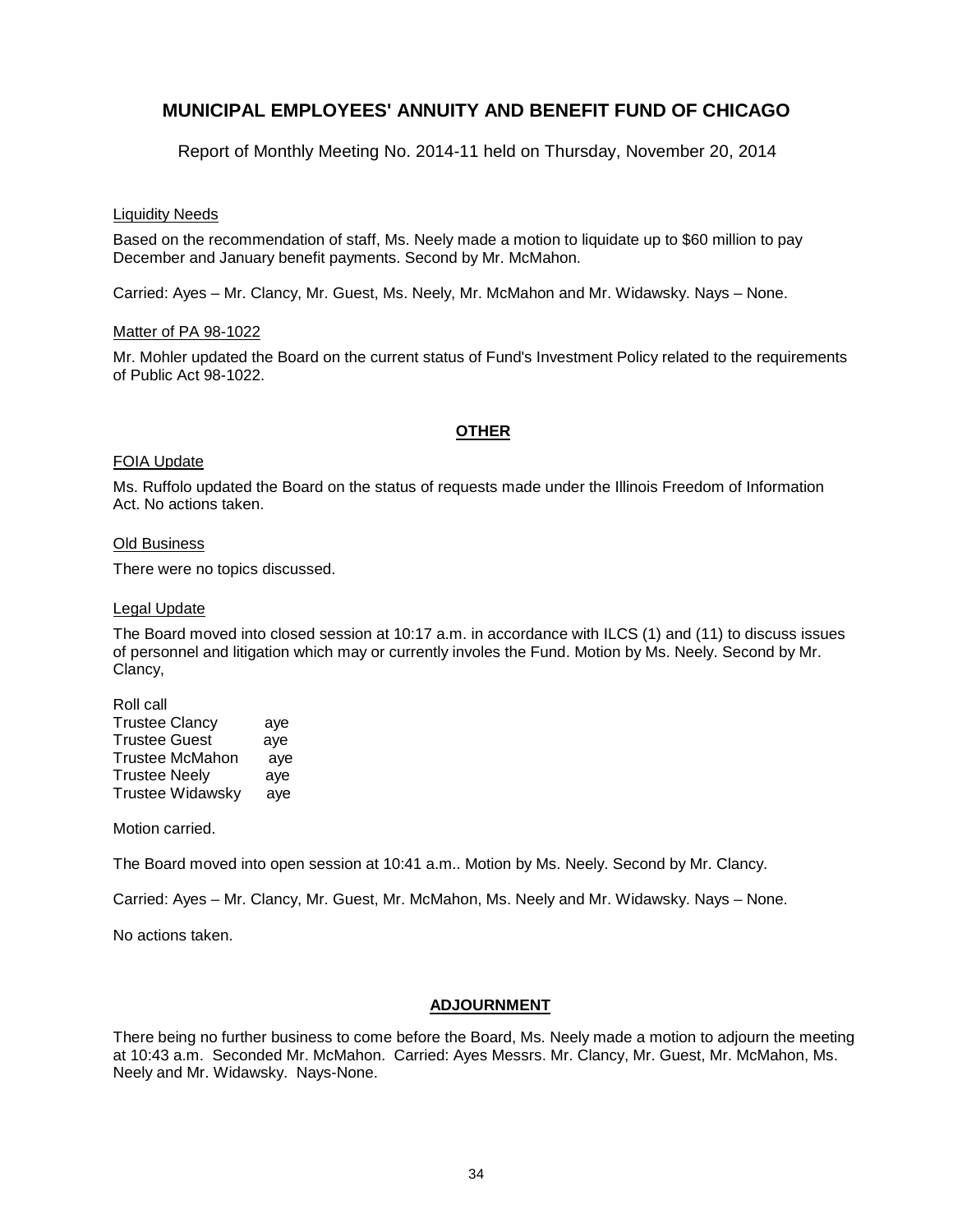# MUNICIPAL EMPLOYEES' ANNUITY AND BENEFIT FUND OF CHICAGO

Report of Monthly Meeting No. 2014-11 held on Thursday, November 20, 2014

Liquidity Needs

Based on the recommendation of staff, Ms. Neely made a motion to liquidate up to $60 million to pay December and January benefit payments. Second by Mr. McMahon.

Carried: Ayes – Mr. Clancy, Mr. Guest, Ms. Neely, Mr. McMahon and Mr. Widawsky. Nays – None.

Matter of PA 98-1022

Mr. Mohler updated the Board on the current status of Fund's Investment Policy related to the requirements of Public Act 98-1022.

## OTHER

FOIA Update

Ms. Ruffolo updated the Board on the status of requests made under the Illinois Freedom of Information Act. No actions taken.

Old Business

There were no topics discussed.

Legal Update

The Board moved into closed session at 10:17 a.m. in accordance with ILCS (1) and (11) to discuss issues of personnel and litigation which may or currently involes the Fund. Motion by Ms. Neely. Second by Mr. Clancy,

Roll call
Trustee Clancy aye
Trustee Guest aye
Trustee McMahon aye
Trustee Neely aye
Trustee Widawsky aye

Motion carried.

The Board moved into open session at 10:41 a.m.. Motion by Ms. Neely. Second by Mr. Clancy.

Carried: Ayes – Mr. Clancy, Mr. Guest, Mr. McMahon, Ms. Neely and Mr. Widawsky. Nays – None.

No actions taken.

## ADJOURNMENT

There being no further business to come before the Board, Ms. Neely made a motion to adjourn the meeting at 10:43 a.m. Seconded Mr. McMahon. Carried: Ayes Messrs. Mr. Clancy, Mr. Guest, Mr. McMahon, Ms. Neely and Mr. Widawsky. Nays-None.